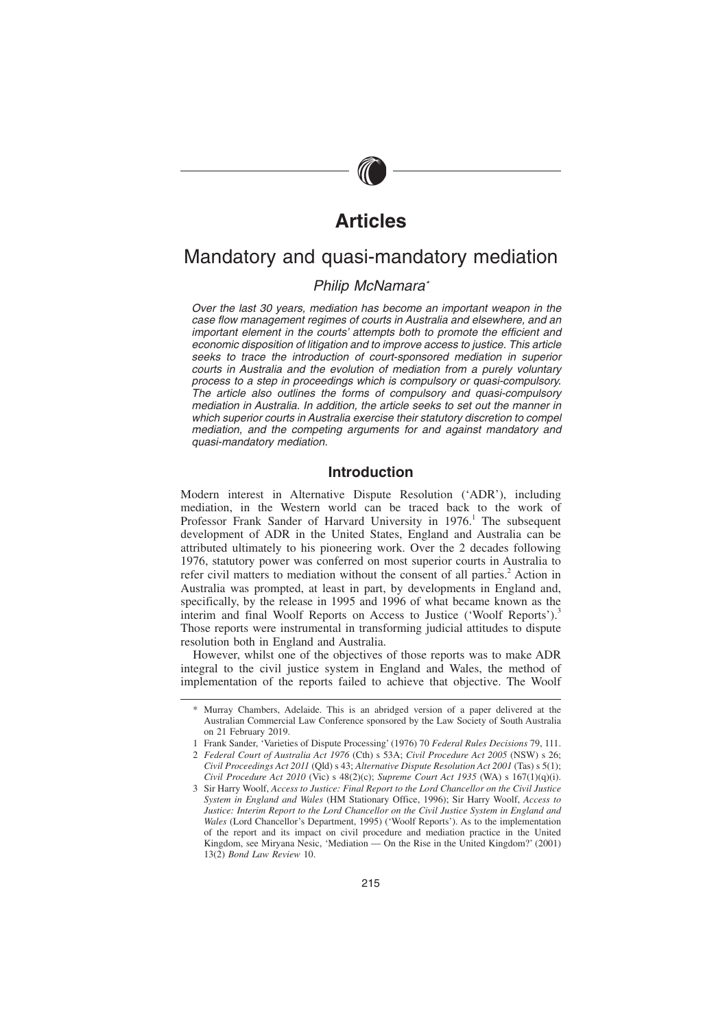# Articles

## Mandatory and quasi-mandatory mediation

*Philip McNamara\**

*Over the last 30 years, mediation has become an important weapon in the case flow management regimes of courts in Australia and elsewhere, and an important element in the courts' attempts both to promote the efficient and economic disposition of litigation and to improve access to justice. This article seeks to trace the introduction of court-sponsored mediation in superior courts in Australia and the evolution of mediation from a purely voluntary process to a step in proceedings which is compulsory or quasi-compulsory. The article also outlines the forms of compulsory and quasi-compulsory mediation in Australia. In addition, the article seeks to set out the manner in which superior courts in Australia exercise their statutory discretion to compel mediation, and the competing arguments for and against mandatory and quasi-mandatory mediation.*

### Introduction

Modern interest in Alternative Dispute Resolution ('ADR'), including mediation, in the Western world can be traced back to the work of Professor Frank Sander of Harvard University in 1976.[1] The subsequent development of ADR in the United States, England and Australia can be attributed ultimately to his pioneering work. Over the 2 decades following 1976, statutory power was conferred on most superior courts in Australia to refer civil matters to mediation without the consent of all parties.[2] Action in Australia was prompted, at least in part, by developments in England and, specifically, by the release in 1995 and 1996 of what became known as the interim and final Woolf Reports on Access to Justice ('Woolf Reports').[3] Those reports were instrumental in transforming judicial attitudes to dispute resolution both in England and Australia.

However, whilst one of the objectives of those reports was to make ADR integral to the civil justice system in England and Wales, the method of implementation of the reports failed to achieve that objective. The Woolf

---

\* Murray Chambers, Adelaide. This is an abridged version of a paper delivered at the Australian Commercial Law Conference sponsored by the Law Society of South Australia on 21 February 2019.

1 Frank Sander, 'Varieties of Dispute Processing' (1976) 70 *Federal Rules Decisions* 79, 111.

2 *Federal Court of Australia Act 1976* (Cth) s 53A; *Civil Procedure Act 2005* (NSW) s 26; *Civil Proceedings Act 2011* (Qld) s 43; *Alternative Dispute Resolution Act 2001* (Tas) s 5(1); *Civil Procedure Act 2010* (Vic) s 48(2)(c); *Supreme Court Act 1935* (WA) s 167(1)(q)(i).

3 Sir Harry Woolf, *Access to Justice: Final Report to the Lord Chancellor on the Civil Justice System in England and Wales* (HM Stationary Office, 1996); Sir Harry Woolf, *Access to Justice: Interim Report to the Lord Chancellor on the Civil Justice System in England and Wales* (Lord Chancellor's Department, 1995) ('Woolf Reports'). As to the implementation of the report and its impact on civil procedure and mediation practice in the United Kingdom, see Miryana Nesic, 'Mediation — On the Rise in the United Kingdom?' (2001) 13(2) *Bond Law Review* 10.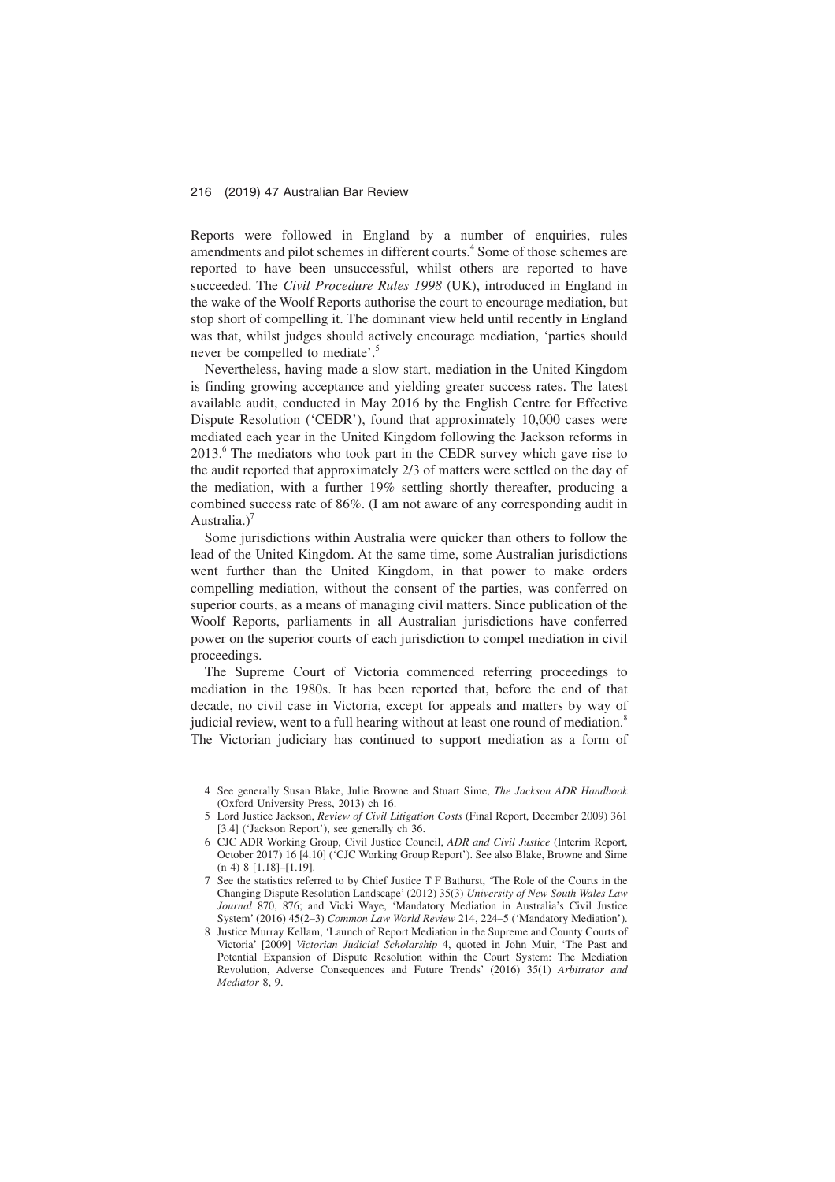Reports were followed in England by a number of enquiries, rules amendments and pilot schemes in different courts.[4] Some of those schemes are reported to have been unsuccessful, whilst others are reported to have succeeded. The *Civil Procedure Rules 1998* (UK), introduced in England in the wake of the Woolf Reports authorise the court to encourage mediation, but stop short of compelling it. The dominant view held until recently in England was that, whilst judges should actively encourage mediation, 'parties should never be compelled to mediate'.[5]

Nevertheless, having made a slow start, mediation in the United Kingdom is finding growing acceptance and yielding greater success rates. The latest available audit, conducted in May 2016 by the English Centre for Effective Dispute Resolution ('CEDR'), found that approximately 10,000 cases were mediated each year in the United Kingdom following the Jackson reforms in 2013.[6] The mediators who took part in the CEDR survey which gave rise to the audit reported that approximately 2/3 of matters were settled on the day of the mediation, with a further 19% settling shortly thereafter, producing a combined success rate of 86%. (I am not aware of any corresponding audit in Australia.)[7]

Some jurisdictions within Australia were quicker than others to follow the lead of the United Kingdom. At the same time, some Australian jurisdictions went further than the United Kingdom, in that power to make orders compelling mediation, without the consent of the parties, was conferred on superior courts, as a means of managing civil matters. Since publication of the Woolf Reports, parliaments in all Australian jurisdictions have conferred power on the superior courts of each jurisdiction to compel mediation in civil proceedings.

The Supreme Court of Victoria commenced referring proceedings to mediation in the 1980s. It has been reported that, before the end of that decade, no civil case in Victoria, except for appeals and matters by way of judicial review, went to a full hearing without at least one round of mediation.[8] The Victorian judiciary has continued to support mediation as a form of

---

4 See generally Susan Blake, Julie Browne and Stuart Sime, *The Jackson ADR Handbook* (Oxford University Press, 2013) ch 16.

5 Lord Justice Jackson, *Review of Civil Litigation Costs* (Final Report, December 2009) 361 [3.4] ('Jackson Report'), see generally ch 36.

6 CJC ADR Working Group, Civil Justice Council, *ADR and Civil Justice* (Interim Report, October 2017) 16 [4.10] ('CJC Working Group Report'). See also Blake, Browne and Sime (n 4) 8 [1.18]–[1.19].

7 See the statistics referred to by Chief Justice T F Bathurst, 'The Role of the Courts in the Changing Dispute Resolution Landscape' (2012) 35(3) *University of New South Wales Law Journal* 870, 876; and Vicki Waye, 'Mandatory Mediation in Australia's Civil Justice System' (2016) 45(2–3) *Common Law World Review* 214, 224–5 ('Mandatory Mediation').

8 Justice Murray Kellam, 'Launch of Report Mediation in the Supreme and County Courts of Victoria' [2009] *Victorian Judicial Scholarship* 4, quoted in John Muir, 'The Past and Potential Expansion of Dispute Resolution within the Court System: The Mediation Revolution, Adverse Consequences and Future Trends' (2016) 35(1) *Arbitrator and Mediator* 8, 9.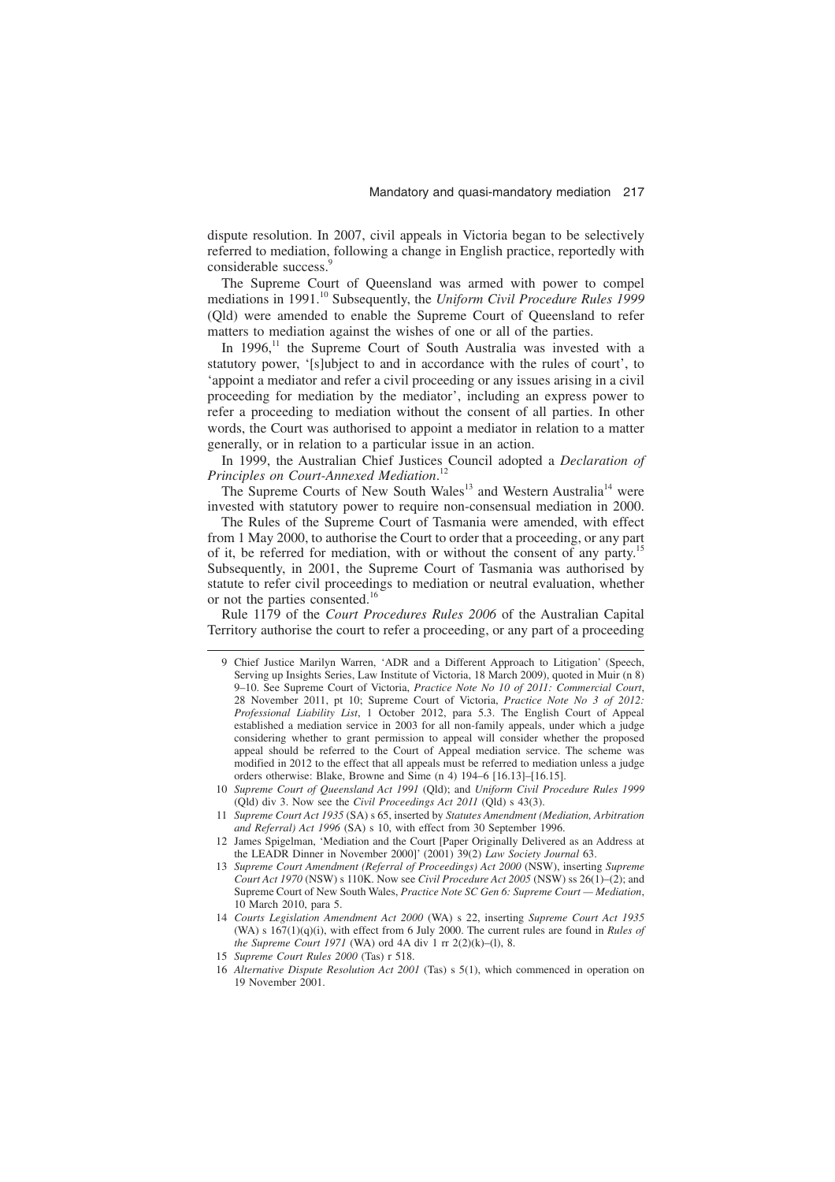dispute resolution. In 2007, civil appeals in Victoria began to be selectively referred to mediation, following a change in English practice, reportedly with considerable success.[9]

The Supreme Court of Queensland was armed with power to compel mediations in 1991.[10] Subsequently, the *Uniform Civil Procedure Rules 1999* (Qld) were amended to enable the Supreme Court of Queensland to refer matters to mediation against the wishes of one or all of the parties.

In 1996,[11] the Supreme Court of South Australia was invested with a statutory power, '[s]ubject to and in accordance with the rules of court', to 'appoint a mediator and refer a civil proceeding or any issues arising in a civil proceeding for mediation by the mediator', including an express power to refer a proceeding to mediation without the consent of all parties. In other words, the Court was authorised to appoint a mediator in relation to a matter generally, or in relation to a particular issue in an action.

In 1999, the Australian Chief Justices Council adopted a *Declaration of Principles on Court-Annexed Mediation*.[12]

The Supreme Courts of New South Wales[13] and Western Australia[14] were invested with statutory power to require non-consensual mediation in 2000.

The Rules of the Supreme Court of Tasmania were amended, with effect from 1 May 2000, to authorise the Court to order that a proceeding, or any part of it, be referred for mediation, with or without the consent of any party.[15] Subsequently, in 2001, the Supreme Court of Tasmania was authorised by statute to refer civil proceedings to mediation or neutral evaluation, whether or not the parties consented.[16]

Rule 1179 of the *Court Procedures Rules 2006* of the Australian Capital Territory authorise the court to refer a proceeding, or any part of a proceeding

---

9 Chief Justice Marilyn Warren, 'ADR and a Different Approach to Litigation' (Speech, Serving up Insights Series, Law Institute of Victoria, 18 March 2009), quoted in Muir (n 8) 9–10. See Supreme Court of Victoria, *Practice Note No 10 of 2011: Commercial Court*, 28 November 2011, pt 10; Supreme Court of Victoria, *Practice Note No 3 of 2012: Professional Liability List*, 1 October 2012, para 5.3. The English Court of Appeal established a mediation service in 2003 for all non-family appeals, under which a judge considering whether to grant permission to appeal will consider whether the proposed appeal should be referred to the Court of Appeal mediation service. The scheme was modified in 2012 to the effect that all appeals must be referred to mediation unless a judge orders otherwise: Blake, Browne and Sime (n 4) 194–6 [16.13]–[16.15].

10 *Supreme Court of Queensland Act 1991* (Qld); and *Uniform Civil Procedure Rules 1999* (Qld) div 3. Now see the *Civil Proceedings Act 2011* (Qld) s 43(3).

11 *Supreme Court Act 1935* (SA) s 65, inserted by *Statutes Amendment (Mediation, Arbitration and Referral) Act 1996* (SA) s 10, with effect from 30 September 1996.

12 James Spigelman, 'Mediation and the Court [Paper Originally Delivered as an Address at the LEADR Dinner in November 2000]' (2001) 39(2) *Law Society Journal* 63.

13 *Supreme Court Amendment (Referral of Proceedings) Act 2000* (NSW), inserting *Supreme Court Act 1970* (NSW) s 110K. Now see *Civil Procedure Act 2005* (NSW) ss 26(1)–(2); and Supreme Court of New South Wales, *Practice Note SC Gen 6: Supreme Court — Mediation*, 10 March 2010, para 5.

14 *Courts Legislation Amendment Act 2000* (WA) s 22, inserting *Supreme Court Act 1935* (WA) s 167(1)(q)(i), with effect from 6 July 2000. The current rules are found in *Rules of the Supreme Court 1971* (WA) ord 4A div 1 rr 2(2)(k)–(l), 8.

15 *Supreme Court Rules 2000* (Tas) r 518.

16 *Alternative Dispute Resolution Act 2001* (Tas) s 5(1), which commenced in operation on 19 November 2001.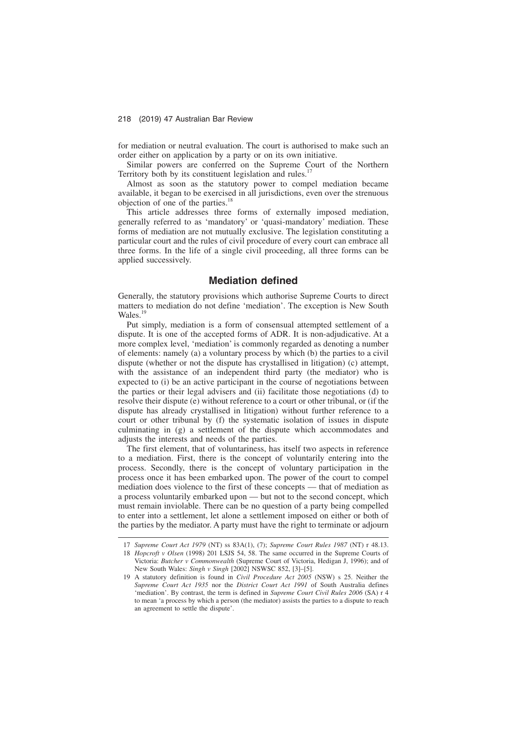for mediation or neutral evaluation. The court is authorised to make such an order either on application by a party or on its own initiative.

Similar powers are conferred on the Supreme Court of the Northern Territory both by its constituent legislation and rules.[17]

Almost as soon as the statutory power to compel mediation became available, it began to be exercised in all jurisdictions, even over the strenuous objection of one of the parties.[18]

This article addresses three forms of externally imposed mediation, generally referred to as 'mandatory' or 'quasi-mandatory' mediation. These forms of mediation are not mutually exclusive. The legislation constituting a particular court and the rules of civil procedure of every court can embrace all three forms. In the life of a single civil proceeding, all three forms can be applied successively.

## Mediation defined

Generally, the statutory provisions which authorise Supreme Courts to direct matters to mediation do not define 'mediation'. The exception is New South Wales.[19]

Put simply, mediation is a form of consensual attempted settlement of a dispute. It is one of the accepted forms of ADR. It is non-adjudicative. At a more complex level, 'mediation' is commonly regarded as denoting a number of elements: namely (a) a voluntary process by which (b) the parties to a civil dispute (whether or not the dispute has crystallised in litigation) (c) attempt, with the assistance of an independent third party (the mediator) who is expected to (i) be an active participant in the course of negotiations between the parties or their legal advisers and (ii) facilitate those negotiations (d) to resolve their dispute (e) without reference to a court or other tribunal, or (if the dispute has already crystallised in litigation) without further reference to a court or other tribunal by (f) the systematic isolation of issues in dispute culminating in (g) a settlement of the dispute which accommodates and adjusts the interests and needs of the parties.

The first element, that of voluntariness, has itself two aspects in reference to a mediation. First, there is the concept of voluntarily entering into the process. Secondly, there is the concept of voluntary participation in the process once it has been embarked upon. The power of the court to compel mediation does violence to the first of these concepts — that of mediation as a process voluntarily embarked upon — but not to the second concept, which must remain inviolable. There can be no question of a party being compelled to enter into a settlement, let alone a settlement imposed on either or both of the parties by the mediator. A party must have the right to terminate or adjourn

---

17 *Supreme Court Act 1979* (NT) ss 83A(1), (7); *Supreme Court Rules 1987* (NT) r 48.13.

18 *Hopcroft v Olsen* (1998) 201 LSJS 54, 58. The same occurred in the Supreme Courts of Victoria: *Butcher v Commonwealth* (Supreme Court of Victoria, Hedigan J, 1996); and of New South Wales: *Singh v Singh* [2002] NSWSC 852, [3]–[5].

19 A statutory definition is found in *Civil Procedure Act 2005* (NSW) s 25. Neither the *Supreme Court Act 1935* nor the *District Court Act 1991* of South Australia defines 'mediation'. By contrast, the term is defined in *Supreme Court Civil Rules 2006* (SA) r 4 to mean 'a process by which a person (the mediator) assists the parties to a dispute to reach an agreement to settle the dispute'.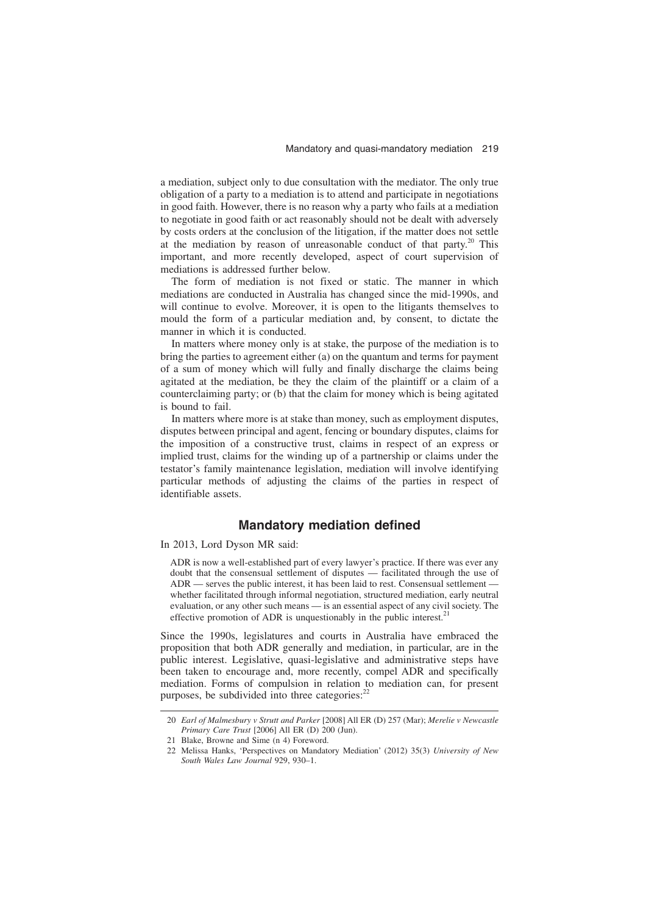a mediation, subject only to due consultation with the mediator. The only true obligation of a party to a mediation is to attend and participate in negotiations in good faith. However, there is no reason why a party who fails at a mediation to negotiate in good faith or act reasonably should not be dealt with adversely by costs orders at the conclusion of the litigation, if the matter does not settle at the mediation by reason of unreasonable conduct of that party.[20] This important, and more recently developed, aspect of court supervision of mediations is addressed further below.

The form of mediation is not fixed or static. The manner in which mediations are conducted in Australia has changed since the mid-1990s, and will continue to evolve. Moreover, it is open to the litigants themselves to mould the form of a particular mediation and, by consent, to dictate the manner in which it is conducted.

In matters where money only is at stake, the purpose of the mediation is to bring the parties to agreement either (a) on the quantum and terms for payment of a sum of money which will fully and finally discharge the claims being agitated at the mediation, be they the claim of the plaintiff or a claim of a counterclaiming party; or (b) that the claim for money which is being agitated is bound to fail.

In matters where more is at stake than money, such as employment disputes, disputes between principal and agent, fencing or boundary disputes, claims for the imposition of a constructive trust, claims in respect of an express or implied trust, claims for the winding up of a partnership or claims under the testator's family maintenance legislation, mediation will involve identifying particular methods of adjusting the claims of the parties in respect of identifiable assets.

## Mandatory mediation defined

In 2013, Lord Dyson MR said:

> ADR is now a well-established part of every lawyer's practice. If there was ever any doubt that the consensual settlement of disputes — facilitated through the use of ADR — serves the public interest, it has been laid to rest. Consensual settlement — whether facilitated through informal negotiation, structured mediation, early neutral evaluation, or any other such means — is an essential aspect of any civil society. The effective promotion of ADR is unquestionably in the public interest.[21]

Since the 1990s, legislatures and courts in Australia have embraced the proposition that both ADR generally and mediation, in particular, are in the public interest. Legislative, quasi-legislative and administrative steps have been taken to encourage and, more recently, compel ADR and specifically mediation. Forms of compulsion in relation to mediation can, for present purposes, be subdivided into three categories:[22]

---

20 *Earl of Malmesbury v Strutt and Parker* [2008] All ER (D) 257 (Mar); *Merelie v Newcastle Primary Care Trust* [2006] All ER (D) 200 (Jun).

21 Blake, Browne and Sime (n 4) Foreword.

22 Melissa Hanks, 'Perspectives on Mandatory Mediation' (2012) 35(3) *University of New South Wales Law Journal* 929, 930–1.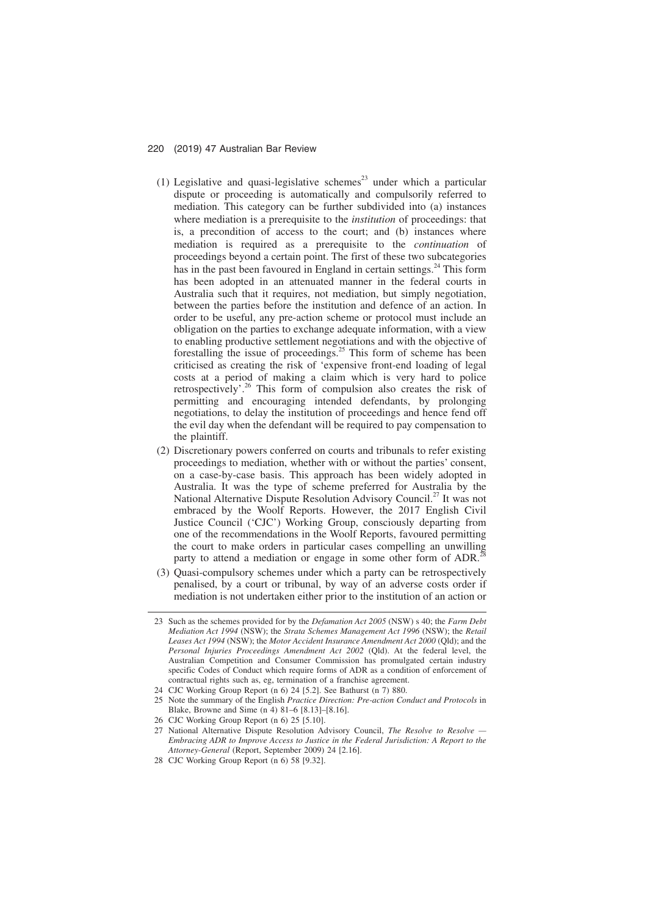(1) Legislative and quasi-legislative schemes[23] under which a particular dispute or proceeding is automatically and compulsorily referred to mediation. This category can be further subdivided into (a) instances where mediation is a prerequisite to the *institution* of proceedings: that is, a precondition of access to the court; and (b) instances where mediation is required as a prerequisite to the *continuation* of proceedings beyond a certain point. The first of these two subcategories has in the past been favoured in England in certain settings.[24] This form has been adopted in an attenuated manner in the federal courts in Australia such that it requires, not mediation, but simply negotiation, between the parties before the institution and defence of an action. In order to be useful, any pre-action scheme or protocol must include an obligation on the parties to exchange adequate information, with a view to enabling productive settlement negotiations and with the objective of forestalling the issue of proceedings.[25] This form of scheme has been criticised as creating the risk of 'expensive front-end loading of legal costs at a period of making a claim which is very hard to police retrospectively'.[26] This form of compulsion also creates the risk of permitting and encouraging intended defendants, by prolonging negotiations, to delay the institution of proceedings and hence fend off the evil day when the defendant will be required to pay compensation to the plaintiff.

(2) Discretionary powers conferred on courts and tribunals to refer existing proceedings to mediation, whether with or without the parties' consent, on a case-by-case basis. This approach has been widely adopted in Australia. It was the type of scheme preferred for Australia by the National Alternative Dispute Resolution Advisory Council.[27] It was not embraced by the Woolf Reports. However, the 2017 English Civil Justice Council ('CJC') Working Group, consciously departing from one of the recommendations in the Woolf Reports, favoured permitting the court to make orders in particular cases compelling an unwilling party to attend a mediation or engage in some other form of ADR.[28]

(3) Quasi-compulsory schemes under which a party can be retrospectively penalised, by a court or tribunal, by way of an adverse costs order if mediation is not undertaken either prior to the institution of an action or

---

23 Such as the schemes provided for by the *Defamation Act 2005* (NSW) s 40; the *Farm Debt Mediation Act 1994* (NSW); the *Strata Schemes Management Act 1996* (NSW); the *Retail Leases Act 1994* (NSW); the *Motor Accident Insurance Amendment Act 2000* (Qld); and the *Personal Injuries Proceedings Amendment Act 2002* (Qld). At the federal level, the Australian Competition and Consumer Commission has promulgated certain industry specific Codes of Conduct which require forms of ADR as a condition of enforcement of contractual rights such as, eg, termination of a franchise agreement.

24 CJC Working Group Report (n 6) 24 [5.2]. See Bathurst (n 7) 880.

25 Note the summary of the English *Practice Direction: Pre-action Conduct and Protocols* in Blake, Browne and Sime (n 4) 81–6 [8.13]–[8.16].

26 CJC Working Group Report (n 6) 25 [5.10].

27 National Alternative Dispute Resolution Advisory Council, *The Resolve to Resolve — Embracing ADR to Improve Access to Justice in the Federal Jurisdiction: A Report to the Attorney-General* (Report, September 2009) 24 [2.16].

28 CJC Working Group Report (n 6) 58 [9.32].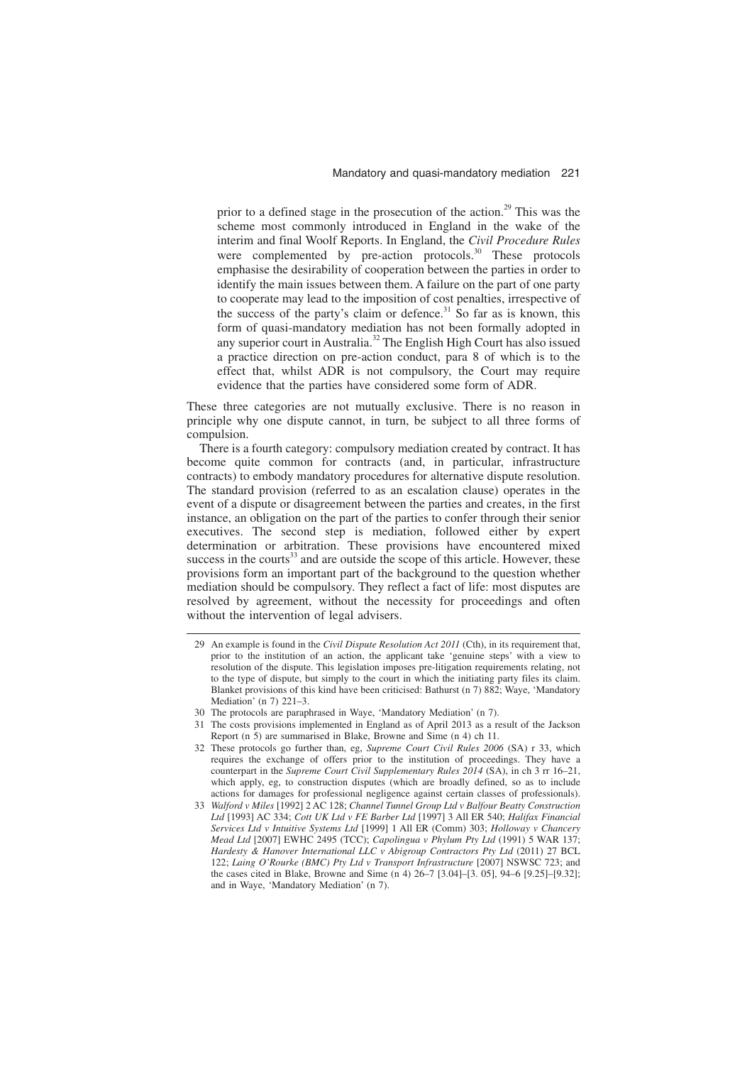prior to a defined stage in the prosecution of the action.[29] This was the scheme most commonly introduced in England in the wake of the interim and final Woolf Reports. In England, the *Civil Procedure Rules* were complemented by pre-action protocols.[30] These protocols emphasise the desirability of cooperation between the parties in order to identify the main issues between them. A failure on the part of one party to cooperate may lead to the imposition of cost penalties, irrespective of the success of the party's claim or defence.[31] So far as is known, this form of quasi-mandatory mediation has not been formally adopted in any superior court in Australia.[32] The English High Court has also issued a practice direction on pre-action conduct, para 8 of which is to the effect that, whilst ADR is not compulsory, the Court may require evidence that the parties have considered some form of ADR.

These three categories are not mutually exclusive. There is no reason in principle why one dispute cannot, in turn, be subject to all three forms of compulsion.

There is a fourth category: compulsory mediation created by contract. It has become quite common for contracts (and, in particular, infrastructure contracts) to embody mandatory procedures for alternative dispute resolution. The standard provision (referred to as an escalation clause) operates in the event of a dispute or disagreement between the parties and creates, in the first instance, an obligation on the part of the parties to confer through their senior executives. The second step is mediation, followed either by expert determination or arbitration. These provisions have encountered mixed success in the courts[33] and are outside the scope of this article. However, these provisions form an important part of the background to the question whether mediation should be compulsory. They reflect a fact of life: most disputes are resolved by agreement, without the necessity for proceedings and often without the intervention of legal advisers.

---

29 An example is found in the *Civil Dispute Resolution Act 2011* (Cth), in its requirement that, prior to the institution of an action, the applicant take 'genuine steps' with a view to resolution of the dispute. This legislation imposes pre-litigation requirements relating, not to the type of dispute, but simply to the court in which the initiating party files its claim. Blanket provisions of this kind have been criticised: Bathurst (n 7) 882; Waye, 'Mandatory Mediation' (n 7) 221–3.

30 The protocols are paraphrased in Waye, 'Mandatory Mediation' (n 7).

31 The costs provisions implemented in England as of April 2013 as a result of the Jackson Report (n 5) are summarised in Blake, Browne and Sime (n 4) ch 11.

32 These protocols go further than, eg, *Supreme Court Civil Rules 2006* (SA) r 33, which requires the exchange of offers prior to the institution of proceedings. They have a counterpart in the *Supreme Court Civil Supplementary Rules 2014* (SA), in ch 3 rr 16–21, which apply, eg, to construction disputes (which are broadly defined, so as to include actions for damages for professional negligence against certain classes of professionals).

33 *Walford v Miles* [1992] 2 AC 128; *Channel Tunnel Group Ltd v Balfour Beatty Construction Ltd* [1993] AC 334; *Cott UK Ltd v FE Barber Ltd* [1997] 3 All ER 540; *Halifax Financial Services Ltd v Intuitive Systems Ltd* [1999] 1 All ER (Comm) 303; *Holloway v Chancery Mead Ltd* [2007] EWHC 2495 (TCC); *Capolingua v Phylum Pty Ltd* (1991) 5 WAR 137; *Hardesty & Hanover International LLC v Abigroup Contractors Pty Ltd* (2011) 27 BCL 122; *Laing O'Rourke (BMC) Pty Ltd v Transport Infrastructure* [2007] NSWSC 723; and the cases cited in Blake, Browne and Sime (n 4) 26–7 [3.04]–[3. 05], 94–6 [9.25]–[9.32]; and in Waye, 'Mandatory Mediation' (n 7).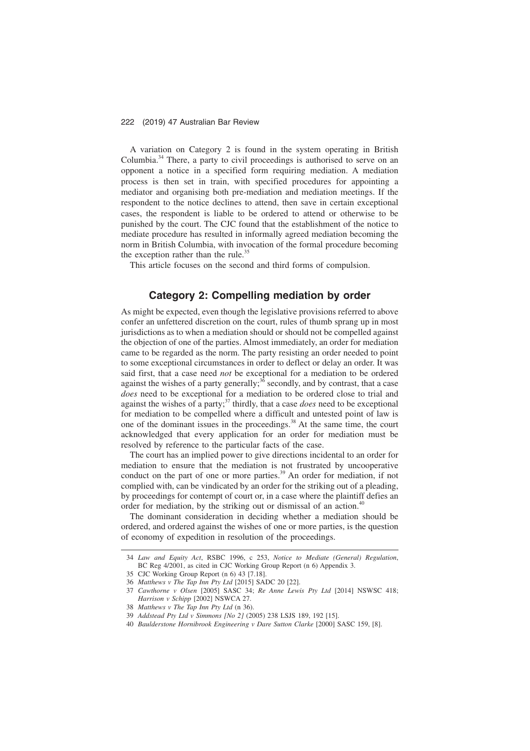A variation on Category 2 is found in the system operating in British Columbia.[34] There, a party to civil proceedings is authorised to serve on an opponent a notice in a specified form requiring mediation. A mediation process is then set in train, with specified procedures for appointing a mediator and organising both pre-mediation and mediation meetings. If the respondent to the notice declines to attend, then save in certain exceptional cases, the respondent is liable to be ordered to attend or otherwise to be punished by the court. The CJC found that the establishment of the notice to mediate procedure has resulted in informally agreed mediation becoming the norm in British Columbia, with invocation of the formal procedure becoming the exception rather than the rule.[35]

This article focuses on the second and third forms of compulsion.

## Category 2: Compelling mediation by order

As might be expected, even though the legislative provisions referred to above confer an unfettered discretion on the court, rules of thumb sprang up in most jurisdictions as to when a mediation should or should not be compelled against the objection of one of the parties. Almost immediately, an order for mediation came to be regarded as the norm. The party resisting an order needed to point to some exceptional circumstances in order to deflect or delay an order. It was said first, that a case need *not* be exceptional for a mediation to be ordered against the wishes of a party generally;[36] secondly, and by contrast, that a case *does* need to be exceptional for a mediation to be ordered close to trial and against the wishes of a party;[37] thirdly, that a case *does* need to be exceptional for mediation to be compelled where a difficult and untested point of law is one of the dominant issues in the proceedings.[38] At the same time, the court acknowledged that every application for an order for mediation must be resolved by reference to the particular facts of the case.

The court has an implied power to give directions incidental to an order for mediation to ensure that the mediation is not frustrated by uncooperative conduct on the part of one or more parties.[39] An order for mediation, if not complied with, can be vindicated by an order for the striking out of a pleading, by proceedings for contempt of court or, in a case where the plaintiff defies an order for mediation, by the striking out or dismissal of an action.[40]

The dominant consideration in deciding whether a mediation should be ordered, and ordered against the wishes of one or more parties, is the question of economy of expedition in resolution of the proceedings.

---

34 *Law and Equity Act*, RSBC 1996, c 253, *Notice to Mediate (General) Regulation*, BC Reg 4/2001, as cited in CJC Working Group Report (n 6) Appendix 3.

35 CJC Working Group Report (n 6) 43 [7.18].

36 *Matthews v The Tap Inn Pty Ltd* [2015] SADC 20 [22].

37 *Cawthorne v Olsen* [2005] SASC 34; *Re Anne Lewis Pty Ltd* [2014] NSWSC 418; *Harrison v Schipp* [2002] NSWCA 27.

38 *Matthews v The Tap Inn Pty Ltd* (n 36).

39 *Addstead Pty Ltd v Simmons [No 2]* (2005) 238 LSJS 189, 192 [15].

40 *Baulderstone Hornibrook Engineering v Dare Sutton Clarke* [2000] SASC 159, [8].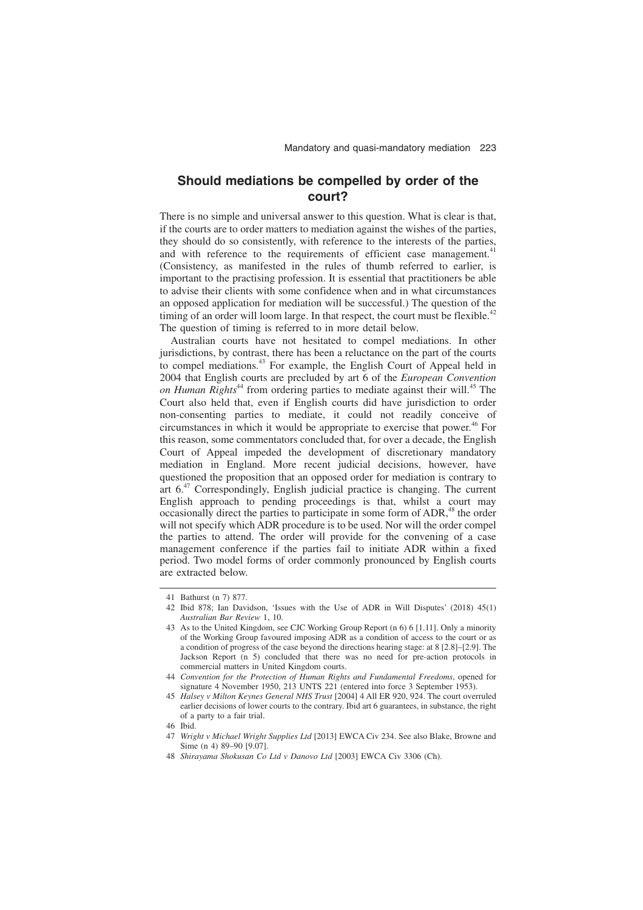## Should mediations be compelled by order of the court?

There is no simple and universal answer to this question. What is clear is that, if the courts are to order matters to mediation against the wishes of the parties, they should do so consistently, with reference to the interests of the parties, and with reference to the requirements of efficient case management.[41] (Consistency, as manifested in the rules of thumb referred to earlier, is important to the practising profession. It is essential that practitioners be able to advise their clients with some confidence when and in what circumstances an opposed application for mediation will be successful.) The question of the timing of an order will loom large. In that respect, the court must be flexible.[42] The question of timing is referred to in more detail below.

Australian courts have not hesitated to compel mediations. In other jurisdictions, by contrast, there has been a reluctance on the part of the courts to compel mediations.[43] For example, the English Court of Appeal held in 2004 that English courts are precluded by art 6 of the *European Convention on Human Rights*[44] from ordering parties to mediate against their will.[45] The Court also held that, even if English courts did have jurisdiction to order non-consenting parties to mediate, it could not readily conceive of circumstances in which it would be appropriate to exercise that power.[46] For this reason, some commentators concluded that, for over a decade, the English Court of Appeal impeded the development of discretionary mandatory mediation in England. More recent judicial decisions, however, have questioned the proposition that an opposed order for mediation is contrary to art 6.[47] Correspondingly, English judicial practice is changing. The current English approach to pending proceedings is that, whilst a court may occasionally direct the parties to participate in some form of ADR,[48] the order will not specify which ADR procedure is to be used. Nor will the order compel the parties to attend. The order will provide for the convening of a case management conference if the parties fail to initiate ADR within a fixed period. Two model forms of order commonly pronounced by English courts are extracted below.

---

41 Bathurst (n 7) 877.

42 Ibid 878; Ian Davidson, 'Issues with the Use of ADR in Will Disputes' (2018) 45(1) *Australian Bar Review* 1, 10.

43 As to the United Kingdom, see CJC Working Group Report (n 6) 6 [1.11]. Only a minority of the Working Group favoured imposing ADR as a condition of access to the court or as a condition of progress of the case beyond the directions hearing stage: at 8 [2.8]–[2.9]. The Jackson Report (n 5) concluded that there was no need for pre-action protocols in commercial matters in United Kingdom courts.

44 *Convention for the Protection of Human Rights and Fundamental Freedoms*, opened for signature 4 November 1950, 213 UNTS 221 (entered into force 3 September 1953).

45 *Halsey v Milton Keynes General NHS Trust* [2004] 4 All ER 920, 924. The court overruled earlier decisions of lower courts to the contrary. Ibid art 6 guarantees, in substance, the right of a party to a fair trial.

46 Ibid.

47 *Wright v Michael Wright Supplies Ltd* [2013] EWCA Civ 234. See also Blake, Browne and Sime (n 4) 89–90 [9.07].

48 *Shirayama Shokusan Co Ltd v Danovo Ltd* [2003] EWCA Civ 3306 (Ch).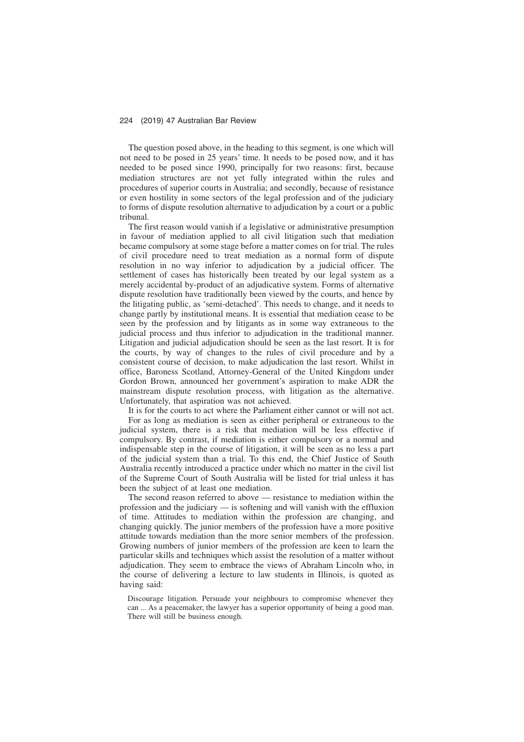The question posed above, in the heading to this segment, is one which will not need to be posed in 25 years' time. It needs to be posed now, and it has needed to be posed since 1990, principally for two reasons: first, because mediation structures are not yet fully integrated within the rules and procedures of superior courts in Australia; and secondly, because of resistance or even hostility in some sectors of the legal profession and of the judiciary to forms of dispute resolution alternative to adjudication by a court or a public tribunal.

The first reason would vanish if a legislative or administrative presumption in favour of mediation applied to all civil litigation such that mediation became compulsory at some stage before a matter comes on for trial. The rules of civil procedure need to treat mediation as a normal form of dispute resolution in no way inferior to adjudication by a judicial officer. The settlement of cases has historically been treated by our legal system as a merely accidental by-product of an adjudicative system. Forms of alternative dispute resolution have traditionally been viewed by the courts, and hence by the litigating public, as 'semi-detached'. This needs to change, and it needs to change partly by institutional means. It is essential that mediation cease to be seen by the profession and by litigants as in some way extraneous to the judicial process and thus inferior to adjudication in the traditional manner. Litigation and judicial adjudication should be seen as the last resort. It is for the courts, by way of changes to the rules of civil procedure and by a consistent course of decision, to make adjudication the last resort. Whilst in office, Baroness Scotland, Attorney-General of the United Kingdom under Gordon Brown, announced her government's aspiration to make ADR the mainstream dispute resolution process, with litigation as the alternative. Unfortunately, that aspiration was not achieved.

It is for the courts to act where the Parliament either cannot or will not act.

For as long as mediation is seen as either peripheral or extraneous to the judicial system, there is a risk that mediation will be less effective if compulsory. By contrast, if mediation is either compulsory or a normal and indispensable step in the course of litigation, it will be seen as no less a part of the judicial system than a trial. To this end, the Chief Justice of South Australia recently introduced a practice under which no matter in the civil list of the Supreme Court of South Australia will be listed for trial unless it has been the subject of at least one mediation.

The second reason referred to above — resistance to mediation within the profession and the judiciary — is softening and will vanish with the effluxion of time. Attitudes to mediation within the profession are changing, and changing quickly. The junior members of the profession have a more positive attitude towards mediation than the more senior members of the profession. Growing numbers of junior members of the profession are keen to learn the particular skills and techniques which assist the resolution of a matter without adjudication. They seem to embrace the views of Abraham Lincoln who, in the course of delivering a lecture to law students in Illinois, is quoted as having said:

> Discourage litigation. Persuade your neighbours to compromise whenever they can ... As a peacemaker, the lawyer has a superior opportunity of being a good man. There will still be business enough.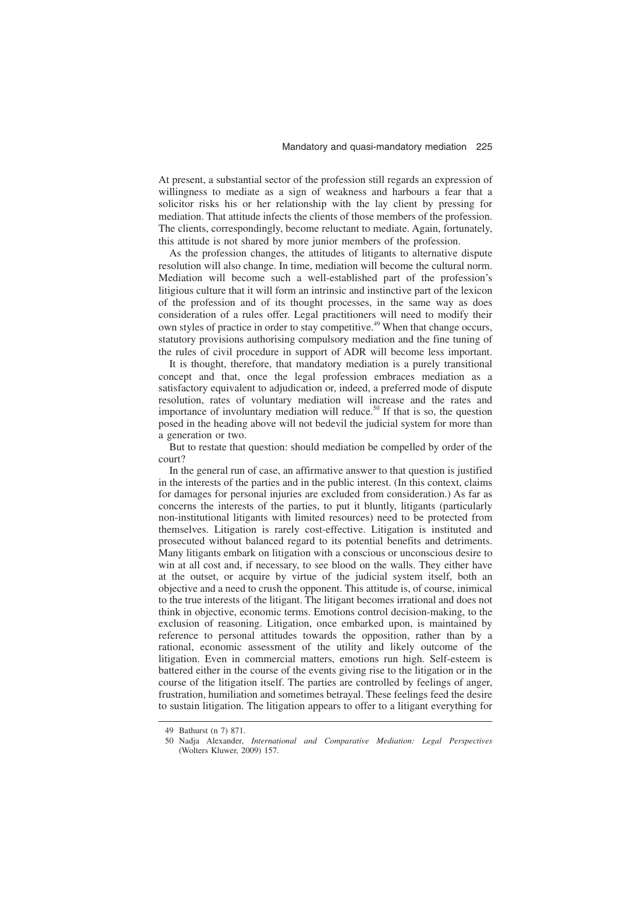At present, a substantial sector of the profession still regards an expression of willingness to mediate as a sign of weakness and harbours a fear that a solicitor risks his or her relationship with the lay client by pressing for mediation. That attitude infects the clients of those members of the profession. The clients, correspondingly, become reluctant to mediate. Again, fortunately, this attitude is not shared by more junior members of the profession.

As the profession changes, the attitudes of litigants to alternative dispute resolution will also change. In time, mediation will become the cultural norm. Mediation will become such a well-established part of the profession's litigious culture that it will form an intrinsic and instinctive part of the lexicon of the profession and of its thought processes, in the same way as does consideration of a rules offer. Legal practitioners will need to modify their own styles of practice in order to stay competitive.[49] When that change occurs, statutory provisions authorising compulsory mediation and the fine tuning of the rules of civil procedure in support of ADR will become less important.

It is thought, therefore, that mandatory mediation is a purely transitional concept and that, once the legal profession embraces mediation as a satisfactory equivalent to adjudication or, indeed, a preferred mode of dispute resolution, rates of voluntary mediation will increase and the rates and importance of involuntary mediation will reduce.[50] If that is so, the question posed in the heading above will not bedevil the judicial system for more than a generation or two.

But to restate that question: should mediation be compelled by order of the court?

In the general run of case, an affirmative answer to that question is justified in the interests of the parties and in the public interest. (In this context, claims for damages for personal injuries are excluded from consideration.) As far as concerns the interests of the parties, to put it bluntly, litigants (particularly non-institutional litigants with limited resources) need to be protected from themselves. Litigation is rarely cost-effective. Litigation is instituted and prosecuted without balanced regard to its potential benefits and detriments. Many litigants embark on litigation with a conscious or unconscious desire to win at all cost and, if necessary, to see blood on the walls. They either have at the outset, or acquire by virtue of the judicial system itself, both an objective and a need to crush the opponent. This attitude is, of course, inimical to the true interests of the litigant. The litigant becomes irrational and does not think in objective, economic terms. Emotions control decision-making, to the exclusion of reasoning. Litigation, once embarked upon, is maintained by reference to personal attitudes towards the opposition, rather than by a rational, economic assessment of the utility and likely outcome of the litigation. Even in commercial matters, emotions run high. Self-esteem is battered either in the course of the events giving rise to the litigation or in the course of the litigation itself. The parties are controlled by feelings of anger, frustration, humiliation and sometimes betrayal. These feelings feed the desire to sustain litigation. The litigation appears to offer to a litigant everything for

---

49 Bathurst (n 7) 871.

50 Nadja Alexander, *International and Comparative Mediation: Legal Perspectives* (Wolters Kluwer, 2009) 157.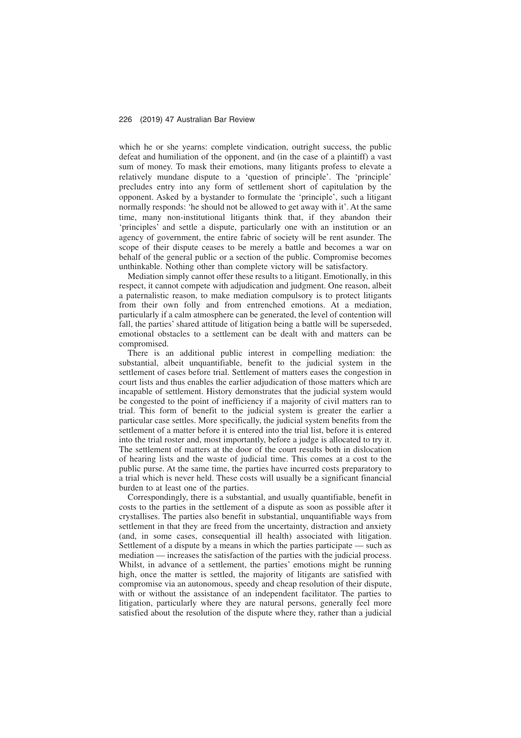which he or she yearns: complete vindication, outright success, the public defeat and humiliation of the opponent, and (in the case of a plaintiff) a vast sum of money. To mask their emotions, many litigants profess to elevate a relatively mundane dispute to a 'question of principle'. The 'principle' precludes entry into any form of settlement short of capitulation by the opponent. Asked by a bystander to formulate the 'principle', such a litigant normally responds: 'he should not be allowed to get away with it'. At the same time, many non-institutional litigants think that, if they abandon their 'principles' and settle a dispute, particularly one with an institution or an agency of government, the entire fabric of society will be rent asunder. The scope of their dispute ceases to be merely a battle and becomes a war on behalf of the general public or a section of the public. Compromise becomes unthinkable. Nothing other than complete victory will be satisfactory.

Mediation simply cannot offer these results to a litigant. Emotionally, in this respect, it cannot compete with adjudication and judgment. One reason, albeit a paternalistic reason, to make mediation compulsory is to protect litigants from their own folly and from entrenched emotions. At a mediation, particularly if a calm atmosphere can be generated, the level of contention will fall, the parties' shared attitude of litigation being a battle will be superseded, emotional obstacles to a settlement can be dealt with and matters can be compromised.

There is an additional public interest in compelling mediation: the substantial, albeit unquantifiable, benefit to the judicial system in the settlement of cases before trial. Settlement of matters eases the congestion in court lists and thus enables the earlier adjudication of those matters which are incapable of settlement. History demonstrates that the judicial system would be congested to the point of inefficiency if a majority of civil matters ran to trial. This form of benefit to the judicial system is greater the earlier a particular case settles. More specifically, the judicial system benefits from the settlement of a matter before it is entered into the trial list, before it is entered into the trial roster and, most importantly, before a judge is allocated to try it. The settlement of matters at the door of the court results both in dislocation of hearing lists and the waste of judicial time. This comes at a cost to the public purse. At the same time, the parties have incurred costs preparatory to a trial which is never held. These costs will usually be a significant financial burden to at least one of the parties.

Correspondingly, there is a substantial, and usually quantifiable, benefit in costs to the parties in the settlement of a dispute as soon as possible after it crystallises. The parties also benefit in substantial, unquantifiable ways from settlement in that they are freed from the uncertainty, distraction and anxiety (and, in some cases, consequential ill health) associated with litigation. Settlement of a dispute by a means in which the parties participate — such as mediation — increases the satisfaction of the parties with the judicial process. Whilst, in advance of a settlement, the parties' emotions might be running high, once the matter is settled, the majority of litigants are satisfied with compromise via an autonomous, speedy and cheap resolution of their dispute, with or without the assistance of an independent facilitator. The parties to litigation, particularly where they are natural persons, generally feel more satisfied about the resolution of the dispute where they, rather than a judicial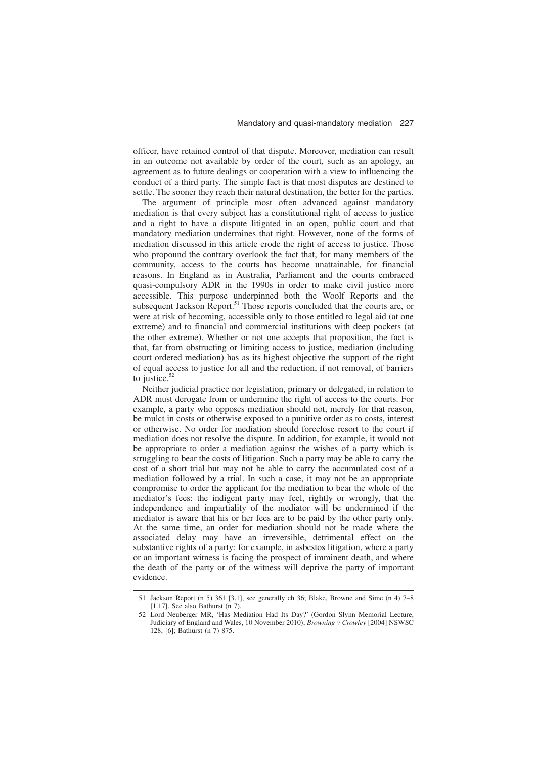officer, have retained control of that dispute. Moreover, mediation can result in an outcome not available by order of the court, such as an apology, an agreement as to future dealings or cooperation with a view to influencing the conduct of a third party. The simple fact is that most disputes are destined to settle. The sooner they reach their natural destination, the better for the parties.

The argument of principle most often advanced against mandatory mediation is that every subject has a constitutional right of access to justice and a right to have a dispute litigated in an open, public court and that mandatory mediation undermines that right. However, none of the forms of mediation discussed in this article erode the right of access to justice. Those who propound the contrary overlook the fact that, for many members of the community, access to the courts has become unattainable, for financial reasons. In England as in Australia, Parliament and the courts embraced quasi-compulsory ADR in the 1990s in order to make civil justice more accessible. This purpose underpinned both the Woolf Reports and the subsequent Jackson Report.[51] Those reports concluded that the courts are, or were at risk of becoming, accessible only to those entitled to legal aid (at one extreme) and to financial and commercial institutions with deep pockets (at the other extreme). Whether or not one accepts that proposition, the fact is that, far from obstructing or limiting access to justice, mediation (including court ordered mediation) has as its highest objective the support of the right of equal access to justice for all and the reduction, if not removal, of barriers to justice.[52]

Neither judicial practice nor legislation, primary or delegated, in relation to ADR must derogate from or undermine the right of access to the courts. For example, a party who opposes mediation should not, merely for that reason, be mulct in costs or otherwise exposed to a punitive order as to costs, interest or otherwise. No order for mediation should foreclose resort to the court if mediation does not resolve the dispute. In addition, for example, it would not be appropriate to order a mediation against the wishes of a party which is struggling to bear the costs of litigation. Such a party may be able to carry the cost of a short trial but may not be able to carry the accumulated cost of a mediation followed by a trial. In such a case, it may not be an appropriate compromise to order the applicant for the mediation to bear the whole of the mediator's fees: the indigent party may feel, rightly or wrongly, that the independence and impartiality of the mediator will be undermined if the mediator is aware that his or her fees are to be paid by the other party only. At the same time, an order for mediation should not be made where the associated delay may have an irreversible, detrimental effect on the substantive rights of a party: for example, in asbestos litigation, where a party or an important witness is facing the prospect of imminent death, and where the death of the party or of the witness will deprive the party of important evidence.

---

51 Jackson Report (n 5) 361 [3.1], see generally ch 36; Blake, Browne and Sime (n 4) 7–8 [1.17]. See also Bathurst (n 7).

52 Lord Neuberger MR, 'Has Mediation Had Its Day?' (Gordon Slynn Memorial Lecture, Judiciary of England and Wales, 10 November 2010); *Browning v Crowley* [2004] NSWSC 128, [6]; Bathurst (n 7) 875.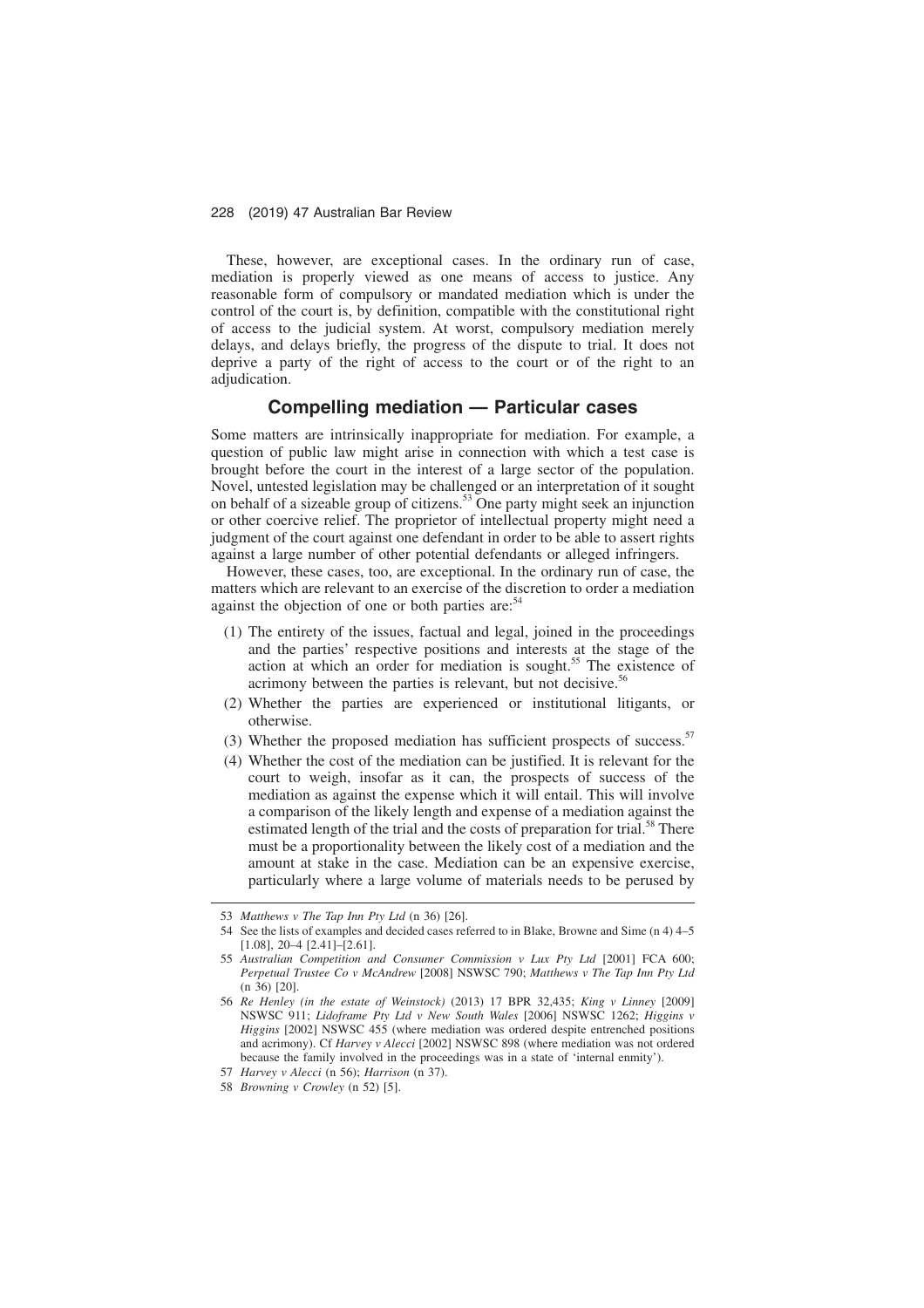These, however, are exceptional cases. In the ordinary run of case, mediation is properly viewed as one means of access to justice. Any reasonable form of compulsory or mandated mediation which is under the control of the court is, by definition, compatible with the constitutional right of access to the judicial system. At worst, compulsory mediation merely delays, and delays briefly, the progress of the dispute to trial. It does not deprive a party of the right of access to the court or of the right to an adjudication.

## Compelling mediation — Particular cases

Some matters are intrinsically inappropriate for mediation. For example, a question of public law might arise in connection with which a test case is brought before the court in the interest of a large sector of the population. Novel, untested legislation may be challenged or an interpretation of it sought on behalf of a sizeable group of citizens.[53] One party might seek an injunction or other coercive relief. The proprietor of intellectual property might need a judgment of the court against one defendant in order to be able to assert rights against a large number of other potential defendants or alleged infringers.

However, these cases, too, are exceptional. In the ordinary run of case, the matters which are relevant to an exercise of the discretion to order a mediation against the objection of one or both parties are:[54]

(1) The entirety of the issues, factual and legal, joined in the proceedings and the parties' respective positions and interests at the stage of the action at which an order for mediation is sought.[55] The existence of acrimony between the parties is relevant, but not decisive.[56]

(2) Whether the parties are experienced or institutional litigants, or otherwise.

(3) Whether the proposed mediation has sufficient prospects of success.[57]

(4) Whether the cost of the mediation can be justified. It is relevant for the court to weigh, insofar as it can, the prospects of success of the mediation as against the expense which it will entail. This will involve a comparison of the likely length and expense of a mediation against the estimated length of the trial and the costs of preparation for trial.[58] There must be a proportionality between the likely cost of a mediation and the amount at stake in the case. Mediation can be an expensive exercise, particularly where a large volume of materials needs to be perused by

---

53 *Matthews v The Tap Inn Pty Ltd* (n 36) [26].

54 See the lists of examples and decided cases referred to in Blake, Browne and Sime (n 4) 4–5 [1.08], 20–4 [2.41]–[2.61].

55 *Australian Competition and Consumer Commission v Lux Pty Ltd* [2001] FCA 600; *Perpetual Trustee Co v McAndrew* [2008] NSWSC 790; *Matthews v The Tap Inn Pty Ltd* (n 36) [20].

56 *Re Henley (in the estate of Weinstock)* (2013) 17 BPR 32,435; *King v Linney* [2009] NSWSC 911; *Lidoframe Pty Ltd v New South Wales* [2006] NSWSC 1262; *Higgins v Higgins* [2002] NSWSC 455 (where mediation was ordered despite entrenched positions and acrimony). Cf *Harvey v Alecci* [2002] NSWSC 898 (where mediation was not ordered because the family involved in the proceedings was in a state of 'internal enmity').

57 *Harvey v Alecci* (n 56); *Harrison* (n 37).

58 *Browning v Crowley* (n 52) [5].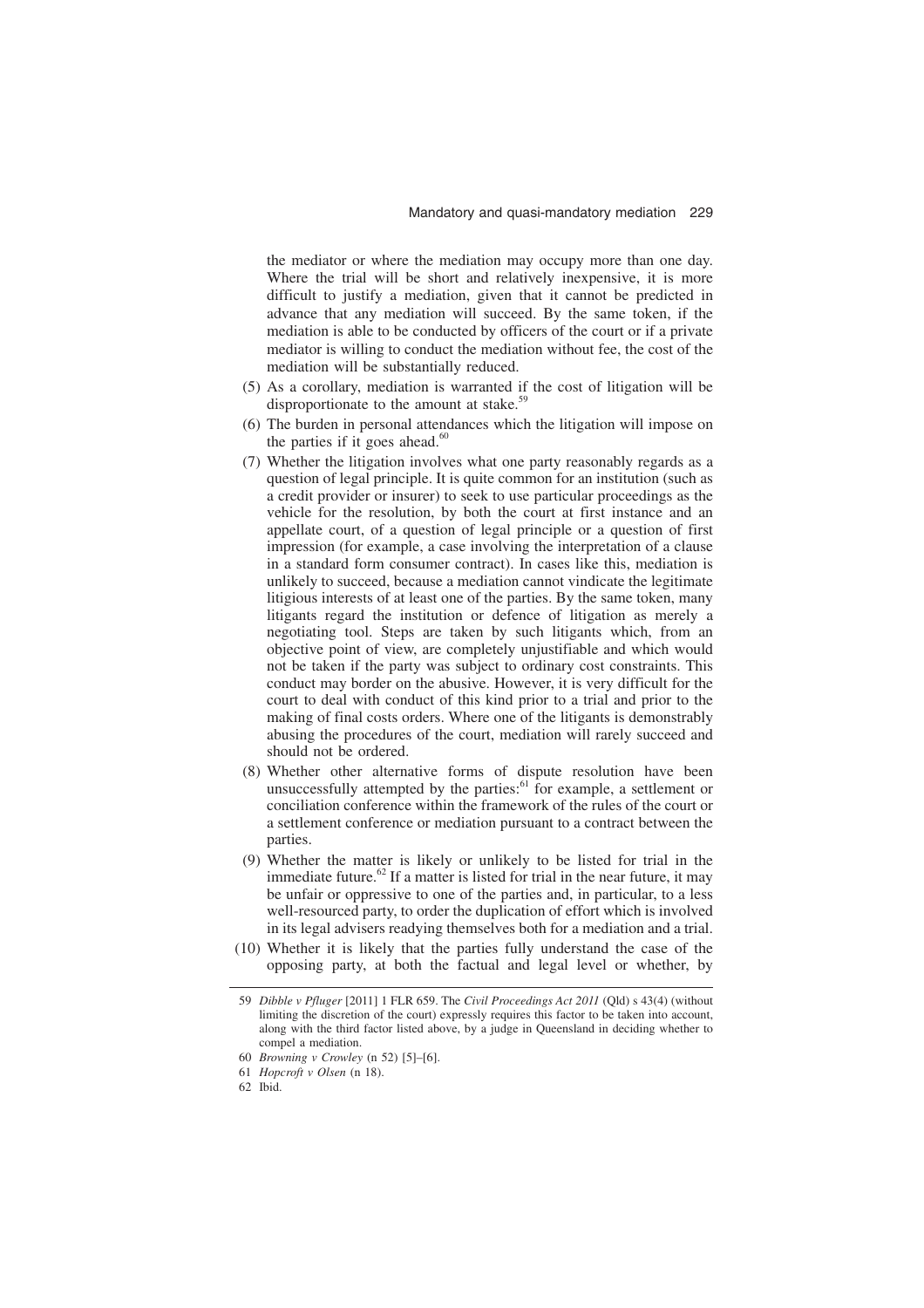the mediator or where the mediation may occupy more than one day. Where the trial will be short and relatively inexpensive, it is more difficult to justify a mediation, given that it cannot be predicted in advance that any mediation will succeed. By the same token, if the mediation is able to be conducted by officers of the court or if a private mediator is willing to conduct the mediation without fee, the cost of the mediation will be substantially reduced.

(5) As a corollary, mediation is warranted if the cost of litigation will be disproportionate to the amount at stake.[59]

(6) The burden in personal attendances which the litigation will impose on the parties if it goes ahead.[60]

(7) Whether the litigation involves what one party reasonably regards as a question of legal principle. It is quite common for an institution (such as a credit provider or insurer) to seek to use particular proceedings as the vehicle for the resolution, by both the court at first instance and an appellate court, of a question of legal principle or a question of first impression (for example, a case involving the interpretation of a clause in a standard form consumer contract). In cases like this, mediation is unlikely to succeed, because a mediation cannot vindicate the legitimate litigious interests of at least one of the parties. By the same token, many litigants regard the institution or defence of litigation as merely a negotiating tool. Steps are taken by such litigants which, from an objective point of view, are completely unjustifiable and which would not be taken if the party was subject to ordinary cost constraints. This conduct may border on the abusive. However, it is very difficult for the court to deal with conduct of this kind prior to a trial and prior to the making of final costs orders. Where one of the litigants is demonstrably abusing the procedures of the court, mediation will rarely succeed and should not be ordered.

(8) Whether other alternative forms of dispute resolution have been unsuccessfully attempted by the parties:[61] for example, a settlement or conciliation conference within the framework of the rules of the court or a settlement conference or mediation pursuant to a contract between the parties.

(9) Whether the matter is likely or unlikely to be listed for trial in the immediate future.[62] If a matter is listed for trial in the near future, it may be unfair or oppressive to one of the parties and, in particular, to a less well-resourced party, to order the duplication of effort which is involved in its legal advisers readying themselves both for a mediation and a trial.

(10) Whether it is likely that the parties fully understand the case of the opposing party, at both the factual and legal level or whether, by

---

59 *Dibble v Pfluger* [2011] 1 FLR 659. The *Civil Proceedings Act 2011* (Qld) s 43(4) (without limiting the discretion of the court) expressly requires this factor to be taken into account, along with the third factor listed above, by a judge in Queensland in deciding whether to compel a mediation.

60 *Browning v Crowley* (n 52) [5]–[6].

61 *Hopcroft v Olsen* (n 18).

62 Ibid.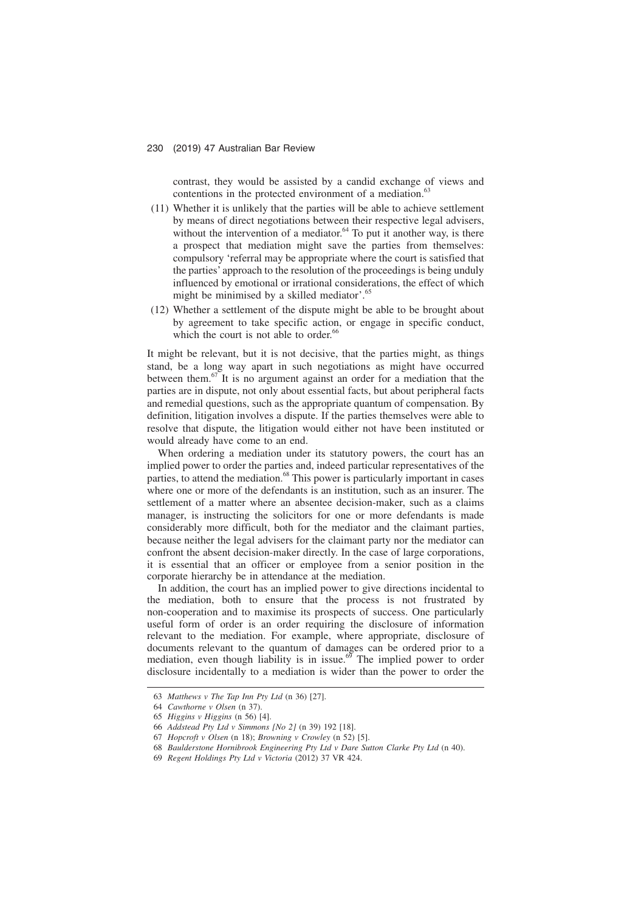contrast, they would be assisted by a candid exchange of views and contentions in the protected environment of a mediation.[63]

(11) Whether it is unlikely that the parties will be able to achieve settlement by means of direct negotiations between their respective legal advisers, without the intervention of a mediator.[64] To put it another way, is there a prospect that mediation might save the parties from themselves: compulsory 'referral may be appropriate where the court is satisfied that the parties' approach to the resolution of the proceedings is being unduly influenced by emotional or irrational considerations, the effect of which might be minimised by a skilled mediator'.[65]

(12) Whether a settlement of the dispute might be able to be brought about by agreement to take specific action, or engage in specific conduct, which the court is not able to order.[66]

It might be relevant, but it is not decisive, that the parties might, as things stand, be a long way apart in such negotiations as might have occurred between them.[67] It is no argument against an order for a mediation that the parties are in dispute, not only about essential facts, but about peripheral facts and remedial questions, such as the appropriate quantum of compensation. By definition, litigation involves a dispute. If the parties themselves were able to resolve that dispute, the litigation would either not have been instituted or would already have come to an end.

When ordering a mediation under its statutory powers, the court has an implied power to order the parties and, indeed particular representatives of the parties, to attend the mediation.[68] This power is particularly important in cases where one or more of the defendants is an institution, such as an insurer. The settlement of a matter where an absentee decision-maker, such as a claims manager, is instructing the solicitors for one or more defendants is made considerably more difficult, both for the mediator and the claimant parties, because neither the legal advisers for the claimant party nor the mediator can confront the absent decision-maker directly. In the case of large corporations, it is essential that an officer or employee from a senior position in the corporate hierarchy be in attendance at the mediation.

In addition, the court has an implied power to give directions incidental to the mediation, both to ensure that the process is not frustrated by non-cooperation and to maximise its prospects of success. One particularly useful form of order is an order requiring the disclosure of information relevant to the mediation. For example, where appropriate, disclosure of documents relevant to the quantum of damages can be ordered prior to a mediation, even though liability is in issue.[69] The implied power to order disclosure incidentally to a mediation is wider than the power to order the

---

63 *Matthews v The Tap Inn Pty Ltd* (n 36) [27].

64 *Cawthorne v Olsen* (n 37).

65 *Higgins v Higgins* (n 56) [4].

66 *Addstead Pty Ltd v Simmons [No 2]* (n 39) 192 [18].

67 *Hopcroft v Olsen* (n 18); *Browning v Crowley* (n 52) [5].

68 *Baulderstone Hornibrook Engineering Pty Ltd v Dare Sutton Clarke Pty Ltd* (n 40).

69 *Regent Holdings Pty Ltd v Victoria* (2012) 37 VR 424.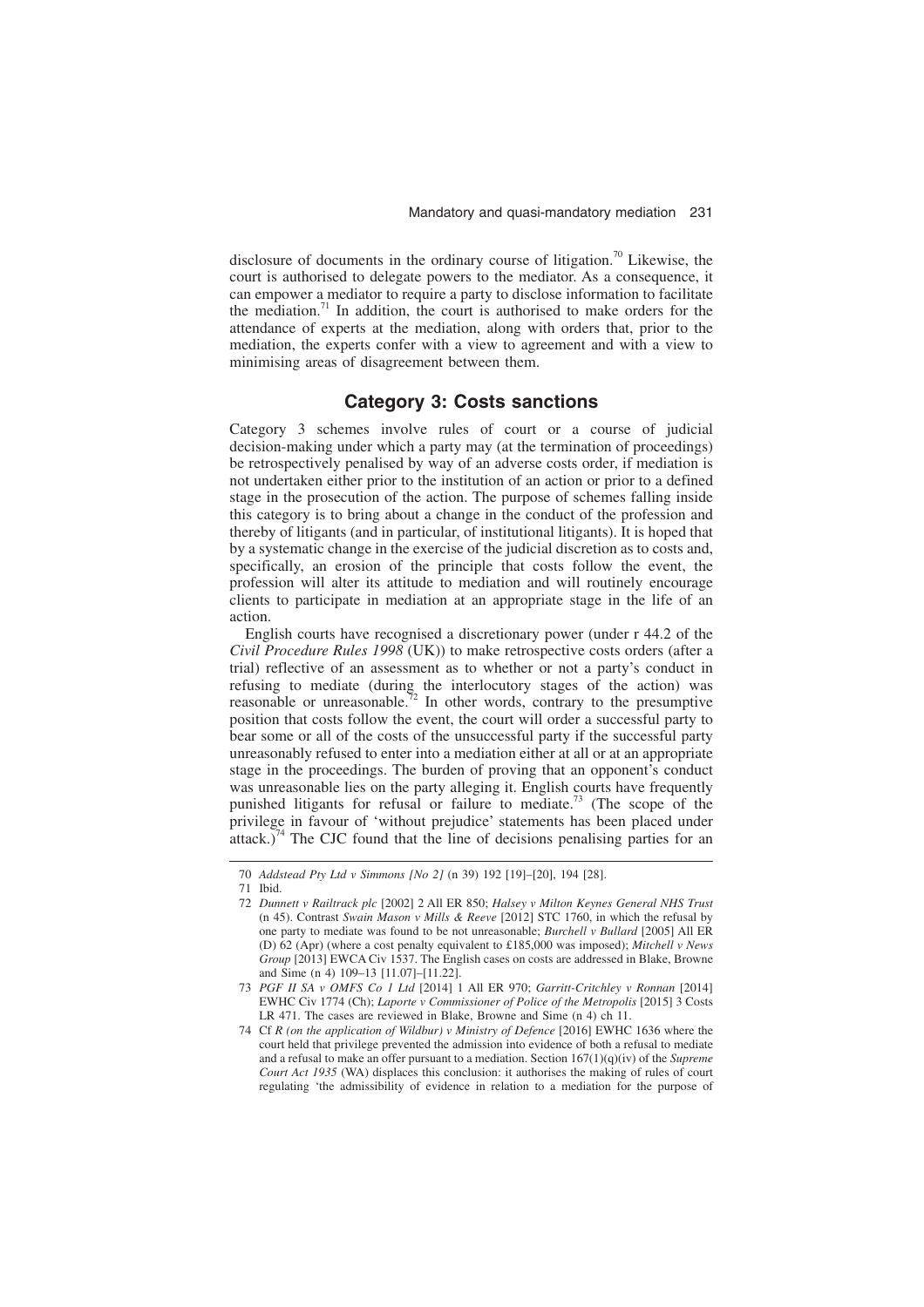disclosure of documents in the ordinary course of litigation.[70] Likewise, the court is authorised to delegate powers to the mediator. As a consequence, it can empower a mediator to require a party to disclose information to facilitate the mediation.[71] In addition, the court is authorised to make orders for the attendance of experts at the mediation, along with orders that, prior to the mediation, the experts confer with a view to agreement and with a view to minimising areas of disagreement between them.

## Category 3: Costs sanctions

Category 3 schemes involve rules of court or a course of judicial decision-making under which a party may (at the termination of proceedings) be retrospectively penalised by way of an adverse costs order, if mediation is not undertaken either prior to the institution of an action or prior to a defined stage in the prosecution of the action. The purpose of schemes falling inside this category is to bring about a change in the conduct of the profession and thereby of litigants (and in particular, of institutional litigants). It is hoped that by a systematic change in the exercise of the judicial discretion as to costs and, specifically, an erosion of the principle that costs follow the event, the profession will alter its attitude to mediation and will routinely encourage clients to participate in mediation at an appropriate stage in the life of an action.

English courts have recognised a discretionary power (under r 44.2 of the *Civil Procedure Rules 1998* (UK)) to make retrospective costs orders (after a trial) reflective of an assessment as to whether or not a party's conduct in refusing to mediate (during the interlocutory stages of the action) was reasonable or unreasonable.[72] In other words, contrary to the presumptive position that costs follow the event, the court will order a successful party to bear some or all of the costs of the unsuccessful party if the successful party unreasonably refused to enter into a mediation either at all or at an appropriate stage in the proceedings. The burden of proving that an opponent's conduct was unreasonable lies on the party alleging it. English courts have frequently punished litigants for refusal or failure to mediate.[73] (The scope of the privilege in favour of 'without prejudice' statements has been placed under attack.)[74] The CJC found that the line of decisions penalising parties for an

---

70 *Addstead Pty Ltd v Simmons [No 2]* (n 39) 192 [19]–[20], 194 [28].

71 Ibid.

72 *Dunnett v Railtrack plc* [2002] 2 All ER 850; *Halsey v Milton Keynes General NHS Trust* (n 45). Contrast *Swain Mason v Mills & Reeve* [2012] STC 1760, in which the refusal by one party to mediate was found to be not unreasonable; *Burchell v Bullard* [2005] All ER (D) 62 (Apr) (where a cost penalty equivalent to £185,000 was imposed); *Mitchell v News Group* [2013] EWCA Civ 1537. The English cases on costs are addressed in Blake, Browne and Sime (n 4) 109–13 [11.07]–[11.22].

73 *PGF II SA v OMFS Co 1 Ltd* [2014] 1 All ER 970; *Garritt-Critchley v Ronnan* [2014] EWHC Civ 1774 (Ch); *Laporte v Commissioner of Police of the Metropolis* [2015] 3 Costs LR 471. The cases are reviewed in Blake, Browne and Sime (n 4) ch 11.

74 Cf *R (on the application of Wildbur) v Ministry of Defence* [2016] EWHC 1636 where the court held that privilege prevented the admission into evidence of both a refusal to mediate and a refusal to make an offer pursuant to a mediation. Section 167(1)(q)(iv) of the *Supreme Court Act 1935* (WA) displaces this conclusion: it authorises the making of rules of court regulating 'the admissibility of evidence in relation to a mediation for the purpose of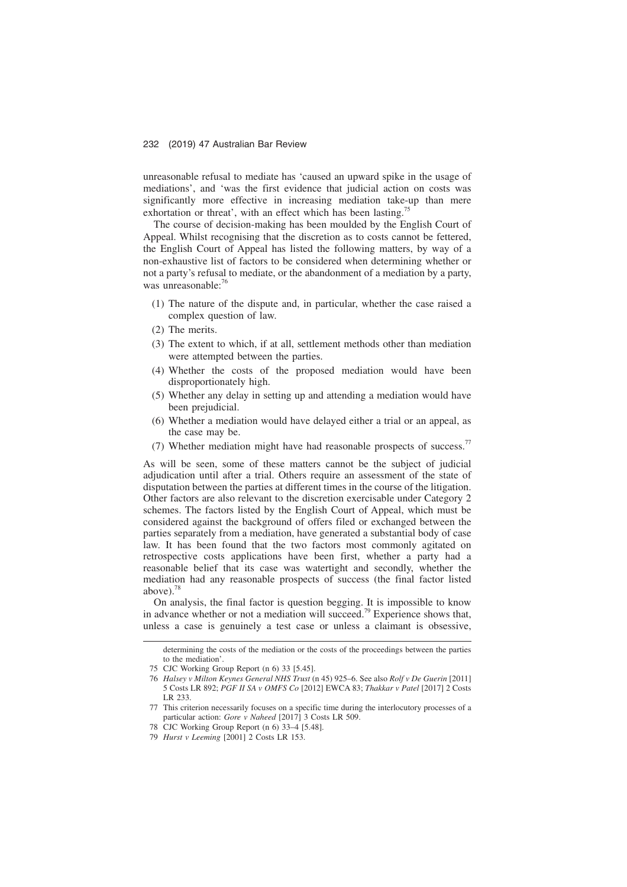unreasonable refusal to mediate has 'caused an upward spike in the usage of mediations', and 'was the first evidence that judicial action on costs was significantly more effective in increasing mediation take-up than mere exhortation or threat', with an effect which has been lasting.[75]

The course of decision-making has been moulded by the English Court of Appeal. Whilst recognising that the discretion as to costs cannot be fettered, the English Court of Appeal has listed the following matters, by way of a non-exhaustive list of factors to be considered when determining whether or not a party's refusal to mediate, or the abandonment of a mediation by a party, was unreasonable:[76]

(1) The nature of the dispute and, in particular, whether the case raised a complex question of law.
(2) The merits.
(3) The extent to which, if at all, settlement methods other than mediation were attempted between the parties.
(4) Whether the costs of the proposed mediation would have been disproportionately high.
(5) Whether any delay in setting up and attending a mediation would have been prejudicial.
(6) Whether a mediation would have delayed either a trial or an appeal, as the case may be.
(7) Whether mediation might have had reasonable prospects of success.[77]

As will be seen, some of these matters cannot be the subject of judicial adjudication until after a trial. Others require an assessment of the state of disputation between the parties at different times in the course of the litigation. Other factors are also relevant to the discretion exercisable under Category 2 schemes. The factors listed by the English Court of Appeal, which must be considered against the background of offers filed or exchanged between the parties separately from a mediation, have generated a substantial body of case law. It has been found that the two factors most commonly agitated on retrospective costs applications have been first, whether a party had a reasonable belief that its case was watertight and secondly, whether the mediation had any reasonable prospects of success (the final factor listed above).[78]

On analysis, the final factor is question begging. It is impossible to know in advance whether or not a mediation will succeed.[79] Experience shows that, unless a case is genuinely a test case or unless a claimant is obsessive,

---

determining the costs of the mediation or the costs of the proceedings between the parties to the mediation'.

75 CJC Working Group Report (n 6) 33 [5.45].

76 *Halsey v Milton Keynes General NHS Trust* (n 45) 925–6. See also *Rolf v De Guerin* [2011] 5 Costs LR 892; *PGF II SA v OMFS Co* [2012] EWCA 83; *Thakkar v Patel* [2017] 2 Costs LR 233.

77 This criterion necessarily focuses on a specific time during the interlocutory processes of a particular action: *Gore v Naheed* [2017] 3 Costs LR 509.

78 CJC Working Group Report (n 6) 33–4 [5.48].

79 *Hurst v Leeming* [2001] 2 Costs LR 153.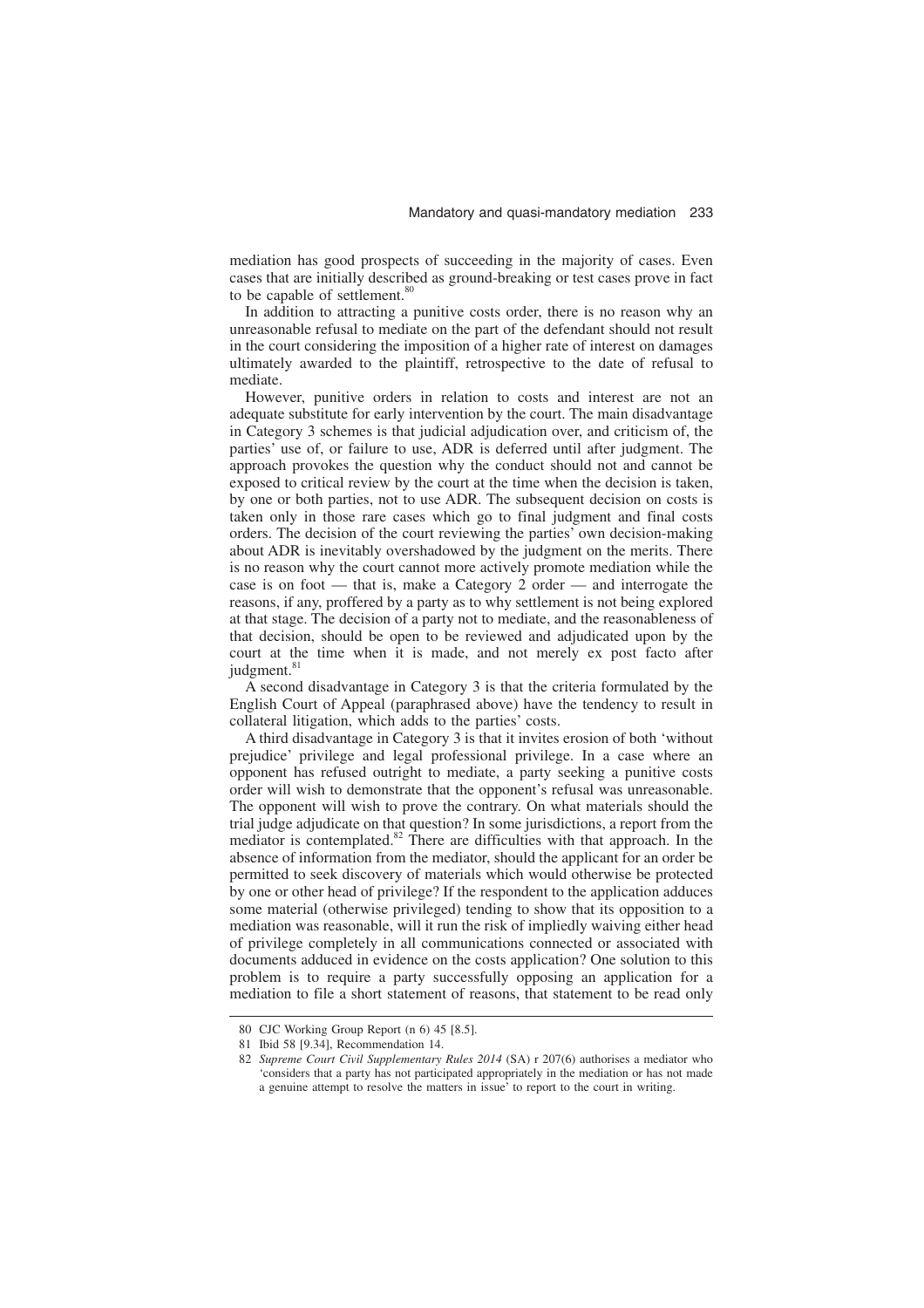mediation has good prospects of succeeding in the majority of cases. Even cases that are initially described as ground-breaking or test cases prove in fact to be capable of settlement.[80]

In addition to attracting a punitive costs order, there is no reason why an unreasonable refusal to mediate on the part of the defendant should not result in the court considering the imposition of a higher rate of interest on damages ultimately awarded to the plaintiff, retrospective to the date of refusal to mediate.

However, punitive orders in relation to costs and interest are not an adequate substitute for early intervention by the court. The main disadvantage in Category 3 schemes is that judicial adjudication over, and criticism of, the parties' use of, or failure to use, ADR is deferred until after judgment. The approach provokes the question why the conduct should not and cannot be exposed to critical review by the court at the time when the decision is taken, by one or both parties, not to use ADR. The subsequent decision on costs is taken only in those rare cases which go to final judgment and final costs orders. The decision of the court reviewing the parties' own decision-making about ADR is inevitably overshadowed by the judgment on the merits. There is no reason why the court cannot more actively promote mediation while the case is on foot — that is, make a Category 2 order — and interrogate the reasons, if any, proffered by a party as to why settlement is not being explored at that stage. The decision of a party not to mediate, and the reasonableness of that decision, should be open to be reviewed and adjudicated upon by the court at the time when it is made, and not merely ex post facto after judgment.[81]

A second disadvantage in Category 3 is that the criteria formulated by the English Court of Appeal (paraphrased above) have the tendency to result in collateral litigation, which adds to the parties' costs.

A third disadvantage in Category 3 is that it invites erosion of both 'without prejudice' privilege and legal professional privilege. In a case where an opponent has refused outright to mediate, a party seeking a punitive costs order will wish to demonstrate that the opponent's refusal was unreasonable. The opponent will wish to prove the contrary. On what materials should the trial judge adjudicate on that question? In some jurisdictions, a report from the mediator is contemplated.[82] There are difficulties with that approach. In the absence of information from the mediator, should the applicant for an order be permitted to seek discovery of materials which would otherwise be protected by one or other head of privilege? If the respondent to the application adduces some material (otherwise privileged) tending to show that its opposition to a mediation was reasonable, will it run the risk of impliedly waiving either head of privilege completely in all communications connected or associated with documents adduced in evidence on the costs application? One solution to this problem is to require a party successfully opposing an application for a mediation to file a short statement of reasons, that statement to be read only

---

80 CJC Working Group Report (n 6) 45 [8.5].

81 Ibid 58 [9.34], Recommendation 14.

82 *Supreme Court Civil Supplementary Rules 2014* (SA) r 207(6) authorises a mediator who 'considers that a party has not participated appropriately in the mediation or has not made a genuine attempt to resolve the matters in issue' to report to the court in writing.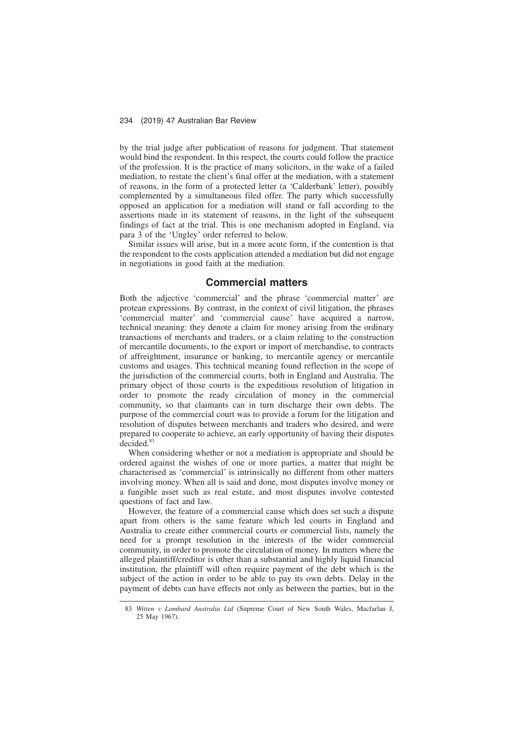by the trial judge after publication of reasons for judgment. That statement would bind the respondent. In this respect, the courts could follow the practice of the profession. It is the practice of many solicitors, in the wake of a failed mediation, to restate the client's final offer at the mediation, with a statement of reasons, in the form of a protected letter (a 'Calderbank' letter), possibly complemented by a simultaneous filed offer. The party which successfully opposed an application for a mediation will stand or fall according to the assertions made in its statement of reasons, in the light of the subsequent findings of fact at the trial. This is one mechanism adopted in England, via para 3 of the 'Ungley' order referred to below.

Similar issues will arise, but in a more acute form, if the contention is that the respondent to the costs application attended a mediation but did not engage in negotiations in good faith at the mediation.

## Commercial matters

Both the adjective 'commercial' and the phrase 'commercial matter' are protean expressions. By contrast, in the context of civil litigation, the phrases 'commercial matter' and 'commercial cause' have acquired a narrow, technical meaning: they denote a claim for money arising from the ordinary transactions of merchants and traders, or a claim relating to the construction of mercantile documents, to the export or import of merchandise, to contracts of affreightment, insurance or banking, to mercantile agency or mercantile customs and usages. This technical meaning found reflection in the scope of the jurisdiction of the commercial courts, both in England and Australia. The primary object of those courts is the expeditious resolution of litigation in order to promote the ready circulation of money in the commercial community, so that claimants can in turn discharge their own debts. The purpose of the commercial court was to provide a forum for the litigation and resolution of disputes between merchants and traders who desired, and were prepared to cooperate to achieve, an early opportunity of having their disputes decided.[83]

When considering whether or not a mediation is appropriate and should be ordered against the wishes of one or more parties, a matter that might be characterised as 'commercial' is intrinsically no different from other matters involving money. When all is said and done, most disputes involve money or a fungible asset such as real estate, and most disputes involve contested questions of fact and law.

However, the feature of a commercial cause which does set such a dispute apart from others is the same feature which led courts in England and Australia to create either commercial courts or commercial lists, namely the need for a prompt resolution in the interests of the wider commercial community, in order to promote the circulation of money. In matters where the alleged plaintiff/creditor is other than a substantial and highly liquid financial institution, the plaintiff will often require payment of the debt which is the subject of the action in order to be able to pay its own debts. Delay in the payment of debts can have effects not only as between the parties, but in the

83 *Witten v Lombard Australia Ltd* (Supreme Court of New South Wales, Macfarlan J, 25 May 1967).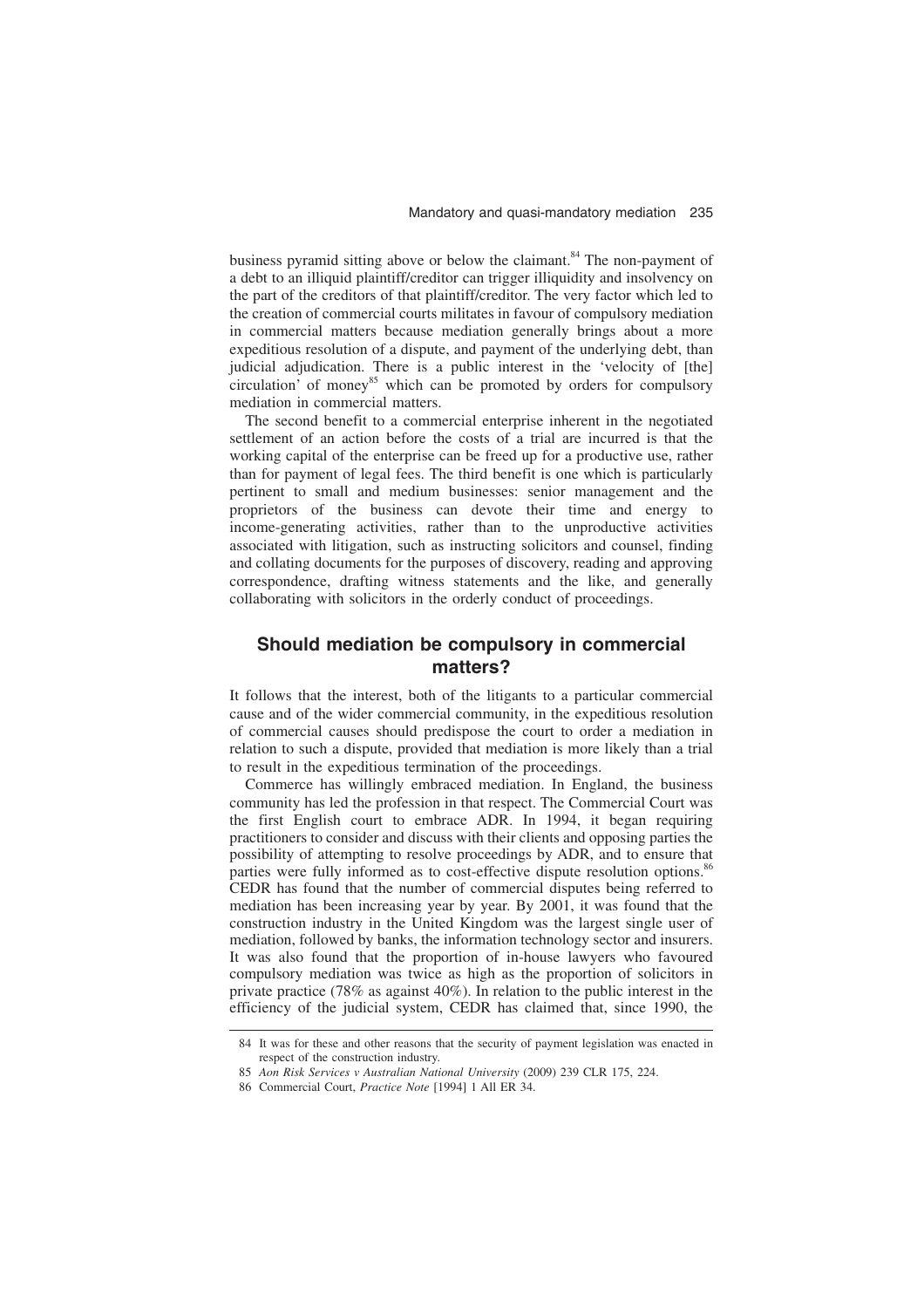business pyramid sitting above or below the claimant.[84] The non-payment of a debt to an illiquid plaintiff/creditor can trigger illiquidity and insolvency on the part of the creditors of that plaintiff/creditor. The very factor which led to the creation of commercial courts militates in favour of compulsory mediation in commercial matters because mediation generally brings about a more expeditious resolution of a dispute, and payment of the underlying debt, than judicial adjudication. There is a public interest in the 'velocity of [the] circulation' of money[85] which can be promoted by orders for compulsory mediation in commercial matters.

The second benefit to a commercial enterprise inherent in the negotiated settlement of an action before the costs of a trial are incurred is that the working capital of the enterprise can be freed up for a productive use, rather than for payment of legal fees. The third benefit is one which is particularly pertinent to small and medium businesses: senior management and the proprietors of the business can devote their time and energy to income-generating activities, rather than to the unproductive activities associated with litigation, such as instructing solicitors and counsel, finding and collating documents for the purposes of discovery, reading and approving correspondence, drafting witness statements and the like, and generally collaborating with solicitors in the orderly conduct of proceedings.

## Should mediation be compulsory in commercial matters?

It follows that the interest, both of the litigants to a particular commercial cause and of the wider commercial community, in the expeditious resolution of commercial causes should predispose the court to order a mediation in relation to such a dispute, provided that mediation is more likely than a trial to result in the expeditious termination of the proceedings.

Commerce has willingly embraced mediation. In England, the business community has led the profession in that respect. The Commercial Court was the first English court to embrace ADR. In 1994, it began requiring practitioners to consider and discuss with their clients and opposing parties the possibility of attempting to resolve proceedings by ADR, and to ensure that parties were fully informed as to cost-effective dispute resolution options.[86] CEDR has found that the number of commercial disputes being referred to mediation has been increasing year by year. By 2001, it was found that the construction industry in the United Kingdom was the largest single user of mediation, followed by banks, the information technology sector and insurers. It was also found that the proportion of in-house lawyers who favoured compulsory mediation was twice as high as the proportion of solicitors in private practice (78% as against 40%). In relation to the public interest in the efficiency of the judicial system, CEDR has claimed that, since 1990, the

---

84 It was for these and other reasons that the security of payment legislation was enacted in respect of the construction industry.

85 *Aon Risk Services v Australian National University* (2009) 239 CLR 175, 224.

86 Commercial Court, *Practice Note* [1994] 1 All ER 34.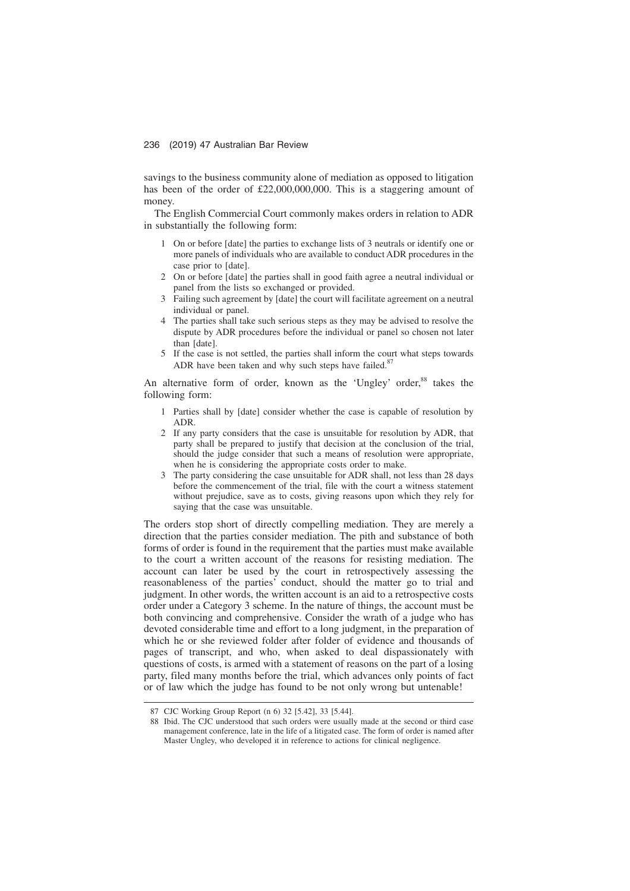savings to the business community alone of mediation as opposed to litigation has been of the order of £22,000,000,000. This is a staggering amount of money.

The English Commercial Court commonly makes orders in relation to ADR in substantially the following form:

1. On or before [date] the parties to exchange lists of 3 neutrals or identify one or more panels of individuals who are available to conduct ADR procedures in the case prior to [date].
2. On or before [date] the parties shall in good faith agree a neutral individual or panel from the lists so exchanged or provided.
3. Failing such agreement by [date] the court will facilitate agreement on a neutral individual or panel.
4. The parties shall take such serious steps as they may be advised to resolve the dispute by ADR procedures before the individual or panel so chosen not later than [date].
5. If the case is not settled, the parties shall inform the court what steps towards ADR have been taken and why such steps have failed.[87]

An alternative form of order, known as the 'Ungley' order,[88] takes the following form:

1. Parties shall by [date] consider whether the case is capable of resolution by ADR.
2. If any party considers that the case is unsuitable for resolution by ADR, that party shall be prepared to justify that decision at the conclusion of the trial, should the judge consider that such a means of resolution were appropriate, when he is considering the appropriate costs order to make.
3. The party considering the case unsuitable for ADR shall, not less than 28 days before the commencement of the trial, file with the court a witness statement without prejudice, save as to costs, giving reasons upon which they rely for saying that the case was unsuitable.

The orders stop short of directly compelling mediation. They are merely a direction that the parties consider mediation. The pith and substance of both forms of order is found in the requirement that the parties must make available to the court a written account of the reasons for resisting mediation. The account can later be used by the court in retrospectively assessing the reasonableness of the parties' conduct, should the matter go to trial and judgment. In other words, the written account is an aid to a retrospective costs order under a Category 3 scheme. In the nature of things, the account must be both convincing and comprehensive. Consider the wrath of a judge who has devoted considerable time and effort to a long judgment, in the preparation of which he or she reviewed folder after folder of evidence and thousands of pages of transcript, and who, when asked to deal dispassionately with questions of costs, is armed with a statement of reasons on the part of a losing party, filed many months before the trial, which advances only points of fact or of law which the judge has found to be not only wrong but untenable!

---

87 CJC Working Group Report (n 6) 32 [5.42], 33 [5.44].

88 Ibid. The CJC understood that such orders were usually made at the second or third case management conference, late in the life of a litigated case. The form of order is named after Master Ungley, who developed it in reference to actions for clinical negligence.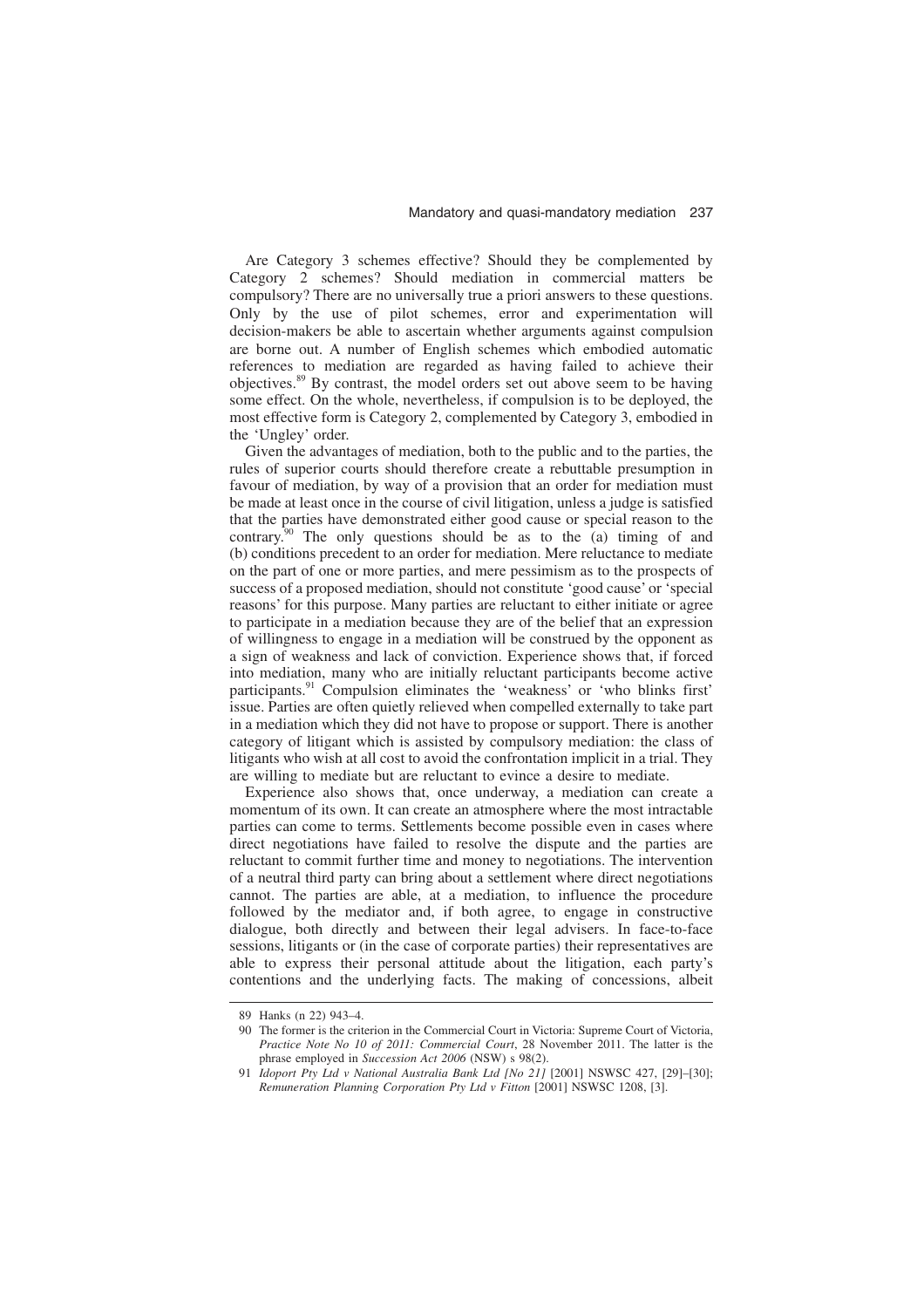Are Category 3 schemes effective? Should they be complemented by Category 2 schemes? Should mediation in commercial matters be compulsory? There are no universally true a priori answers to these questions. Only by the use of pilot schemes, error and experimentation will decision-makers be able to ascertain whether arguments against compulsion are borne out. A number of English schemes which embodied automatic references to mediation are regarded as having failed to achieve their objectives.[89] By contrast, the model orders set out above seem to be having some effect. On the whole, nevertheless, if compulsion is to be deployed, the most effective form is Category 2, complemented by Category 3, embodied in the 'Ungley' order.

Given the advantages of mediation, both to the public and to the parties, the rules of superior courts should therefore create a rebuttable presumption in favour of mediation, by way of a provision that an order for mediation must be made at least once in the course of civil litigation, unless a judge is satisfied that the parties have demonstrated either good cause or special reason to the contrary.[90] The only questions should be as to the (a) timing of and (b) conditions precedent to an order for mediation. Mere reluctance to mediate on the part of one or more parties, and mere pessimism as to the prospects of success of a proposed mediation, should not constitute 'good cause' or 'special reasons' for this purpose. Many parties are reluctant to either initiate or agree to participate in a mediation because they are of the belief that an expression of willingness to engage in a mediation will be construed by the opponent as a sign of weakness and lack of conviction. Experience shows that, if forced into mediation, many who are initially reluctant participants become active participants.[91] Compulsion eliminates the 'weakness' or 'who blinks first' issue. Parties are often quietly relieved when compelled externally to take part in a mediation which they did not have to propose or support. There is another category of litigant which is assisted by compulsory mediation: the class of litigants who wish at all cost to avoid the confrontation implicit in a trial. They are willing to mediate but are reluctant to evince a desire to mediate.

Experience also shows that, once underway, a mediation can create a momentum of its own. It can create an atmosphere where the most intractable parties can come to terms. Settlements become possible even in cases where direct negotiations have failed to resolve the dispute and the parties are reluctant to commit further time and money to negotiations. The intervention of a neutral third party can bring about a settlement where direct negotiations cannot. The parties are able, at a mediation, to influence the procedure followed by the mediator and, if both agree, to engage in constructive dialogue, both directly and between their legal advisers. In face-to-face sessions, litigants or (in the case of corporate parties) their representatives are able to express their personal attitude about the litigation, each party's contentions and the underlying facts. The making of concessions, albeit

---

89 Hanks (n 22) 943–4.

90 The former is the criterion in the Commercial Court in Victoria: Supreme Court of Victoria, *Practice Note No 10 of 2011: Commercial Court*, 28 November 2011. The latter is the phrase employed in *Succession Act 2006* (NSW) s 98(2).

91 *Idoport Pty Ltd v National Australia Bank Ltd [No 21]* [2001] NSWSC 427, [29]–[30]; *Remuneration Planning Corporation Pty Ltd v Fitton* [2001] NSWSC 1208, [3].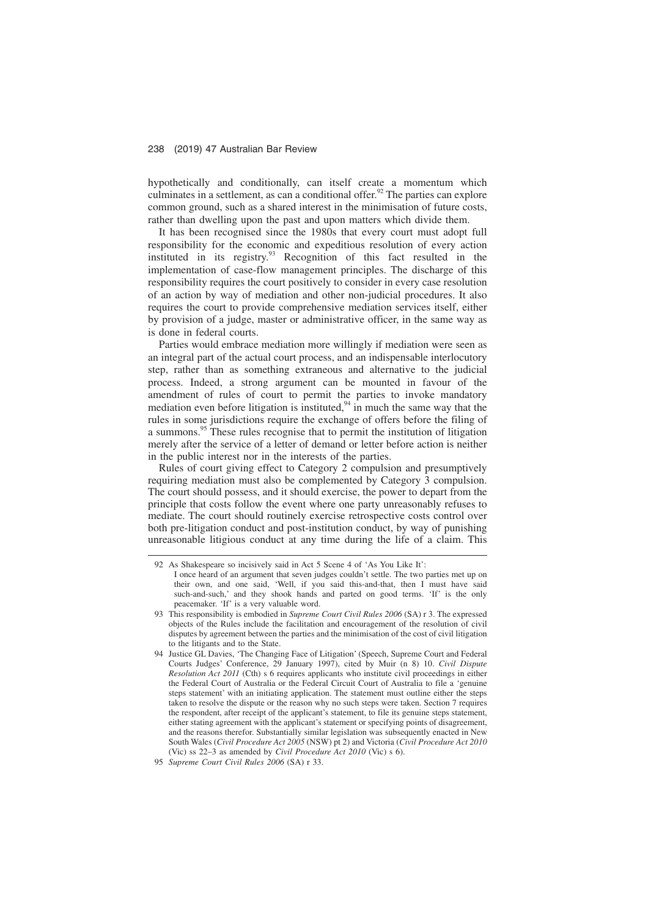hypothetically and conditionally, can itself create a momentum which culminates in a settlement, as can a conditional offer.[92] The parties can explore common ground, such as a shared interest in the minimisation of future costs, rather than dwelling upon the past and upon matters which divide them.

It has been recognised since the 1980s that every court must adopt full responsibility for the economic and expeditious resolution of every action instituted in its registry.[93] Recognition of this fact resulted in the implementation of case-flow management principles. The discharge of this responsibility requires the court positively to consider in every case resolution of an action by way of mediation and other non-judicial procedures. It also requires the court to provide comprehensive mediation services itself, either by provision of a judge, master or administrative officer, in the same way as is done in federal courts.

Parties would embrace mediation more willingly if mediation were seen as an integral part of the actual court process, and an indispensable interlocutory step, rather than as something extraneous and alternative to the judicial process. Indeed, a strong argument can be mounted in favour of the amendment of rules of court to permit the parties to invoke mandatory mediation even before litigation is instituted,[94] in much the same way that the rules in some jurisdictions require the exchange of offers before the filing of a summons.[95] These rules recognise that to permit the institution of litigation merely after the service of a letter of demand or letter before action is neither in the public interest nor in the interests of the parties.

Rules of court giving effect to Category 2 compulsion and presumptively requiring mediation must also be complemented by Category 3 compulsion. The court should possess, and it should exercise, the power to depart from the principle that costs follow the event where one party unreasonably refuses to mediate. The court should routinely exercise retrospective costs control over both pre-litigation conduct and post-institution conduct, by way of punishing unreasonable litigious conduct at any time during the life of a claim. This

---

92 As Shakespeare so incisively said in Act 5 Scene 4 of 'As You Like It':
I once heard of an argument that seven judges couldn't settle. The two parties met up on their own, and one said, 'Well, if you said this-and-that, then I must have said such-and-such,' and they shook hands and parted on good terms. 'If' is the only peacemaker. 'If' is a very valuable word.

93 This responsibility is embodied in *Supreme Court Civil Rules 2006* (SA) r 3. The expressed objects of the Rules include the facilitation and encouragement of the resolution of civil disputes by agreement between the parties and the minimisation of the cost of civil litigation to the litigants and to the State.

94 Justice GL Davies, 'The Changing Face of Litigation' (Speech, Supreme Court and Federal Courts Judges' Conference, 29 January 1997), cited by Muir (n 8) 10. *Civil Dispute Resolution Act 2011* (Cth) s 6 requires applicants who institute civil proceedings in either the Federal Court of Australia or the Federal Circuit Court of Australia to file a 'genuine steps statement' with an initiating application. The statement must outline either the steps taken to resolve the dispute or the reason why no such steps were taken. Section 7 requires the respondent, after receipt of the applicant's statement, to file its genuine steps statement, either stating agreement with the applicant's statement or specifying points of disagreement, and the reasons therefor. Substantially similar legislation was subsequently enacted in New South Wales (*Civil Procedure Act 2005* (NSW) pt 2) and Victoria (*Civil Procedure Act 2010* (Vic) ss 22–3 as amended by *Civil Procedure Act 2010* (Vic) s 6).

95 *Supreme Court Civil Rules 2006* (SA) r 33.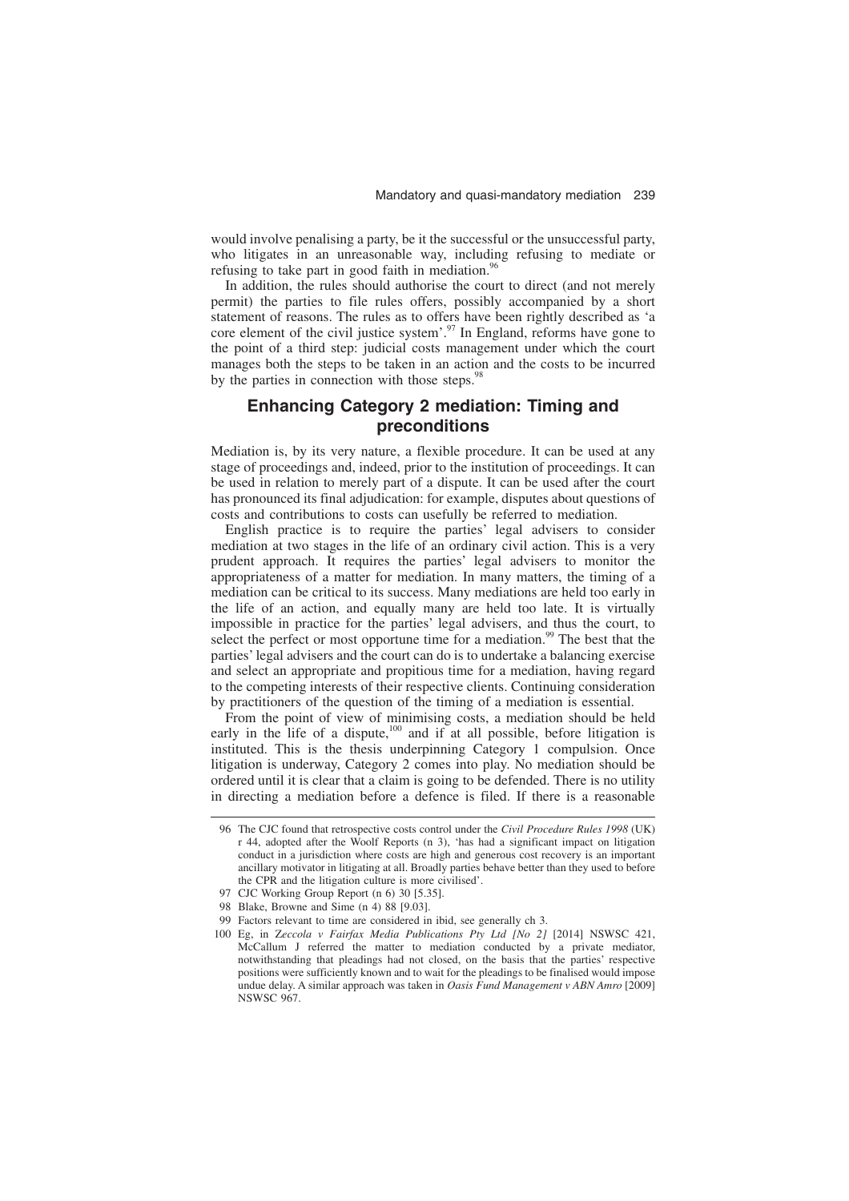would involve penalising a party, be it the successful or the unsuccessful party, who litigates in an unreasonable way, including refusing to mediate or refusing to take part in good faith in mediation.[96]

In addition, the rules should authorise the court to direct (and not merely permit) the parties to file rules offers, possibly accompanied by a short statement of reasons. The rules as to offers have been rightly described as 'a core element of the civil justice system'.[97] In England, reforms have gone to the point of a third step: judicial costs management under which the court manages both the steps to be taken in an action and the costs to be incurred by the parties in connection with those steps.[98]

## Enhancing Category 2 mediation: Timing and preconditions

Mediation is, by its very nature, a flexible procedure. It can be used at any stage of proceedings and, indeed, prior to the institution of proceedings. It can be used in relation to merely part of a dispute. It can be used after the court has pronounced its final adjudication: for example, disputes about questions of costs and contributions to costs can usefully be referred to mediation.

English practice is to require the parties' legal advisers to consider mediation at two stages in the life of an ordinary civil action. This is a very prudent approach. It requires the parties' legal advisers to monitor the appropriateness of a matter for mediation. In many matters, the timing of a mediation can be critical to its success. Many mediations are held too early in the life of an action, and equally many are held too late. It is virtually impossible in practice for the parties' legal advisers, and thus the court, to select the perfect or most opportune time for a mediation.[99] The best that the parties' legal advisers and the court can do is to undertake a balancing exercise and select an appropriate and propitious time for a mediation, having regard to the competing interests of their respective clients. Continuing consideration by practitioners of the question of the timing of a mediation is essential.

From the point of view of minimising costs, a mediation should be held early in the life of a dispute,[100] and if at all possible, before litigation is instituted. This is the thesis underpinning Category 1 compulsion. Once litigation is underway, Category 2 comes into play. No mediation should be ordered until it is clear that a claim is going to be defended. There is no utility in directing a mediation before a defence is filed. If there is a reasonable

---

96 The CJC found that retrospective costs control under the *Civil Procedure Rules 1998* (UK) r 44, adopted after the Woolf Reports (n 3), 'has had a significant impact on litigation conduct in a jurisdiction where costs are high and generous cost recovery is an important ancillary motivator in litigating at all. Broadly parties behave better than they used to before the CPR and the litigation culture is more civilised'.

97 CJC Working Group Report (n 6) 30 [5.35].

98 Blake, Browne and Sime (n 4) 88 [9.03].

99 Factors relevant to time are considered in ibid, see generally ch 3.

100 Eg, in *Zeccola v Fairfax Media Publications Pty Ltd [No 2]* [2014] NSWSC 421, McCallum J referred the matter to mediation conducted by a private mediator, notwithstanding that pleadings had not closed, on the basis that the parties' respective positions were sufficiently known and to wait for the pleadings to be finalised would impose undue delay. A similar approach was taken in *Oasis Fund Management v ABN Amro* [2009] NSWSC 967.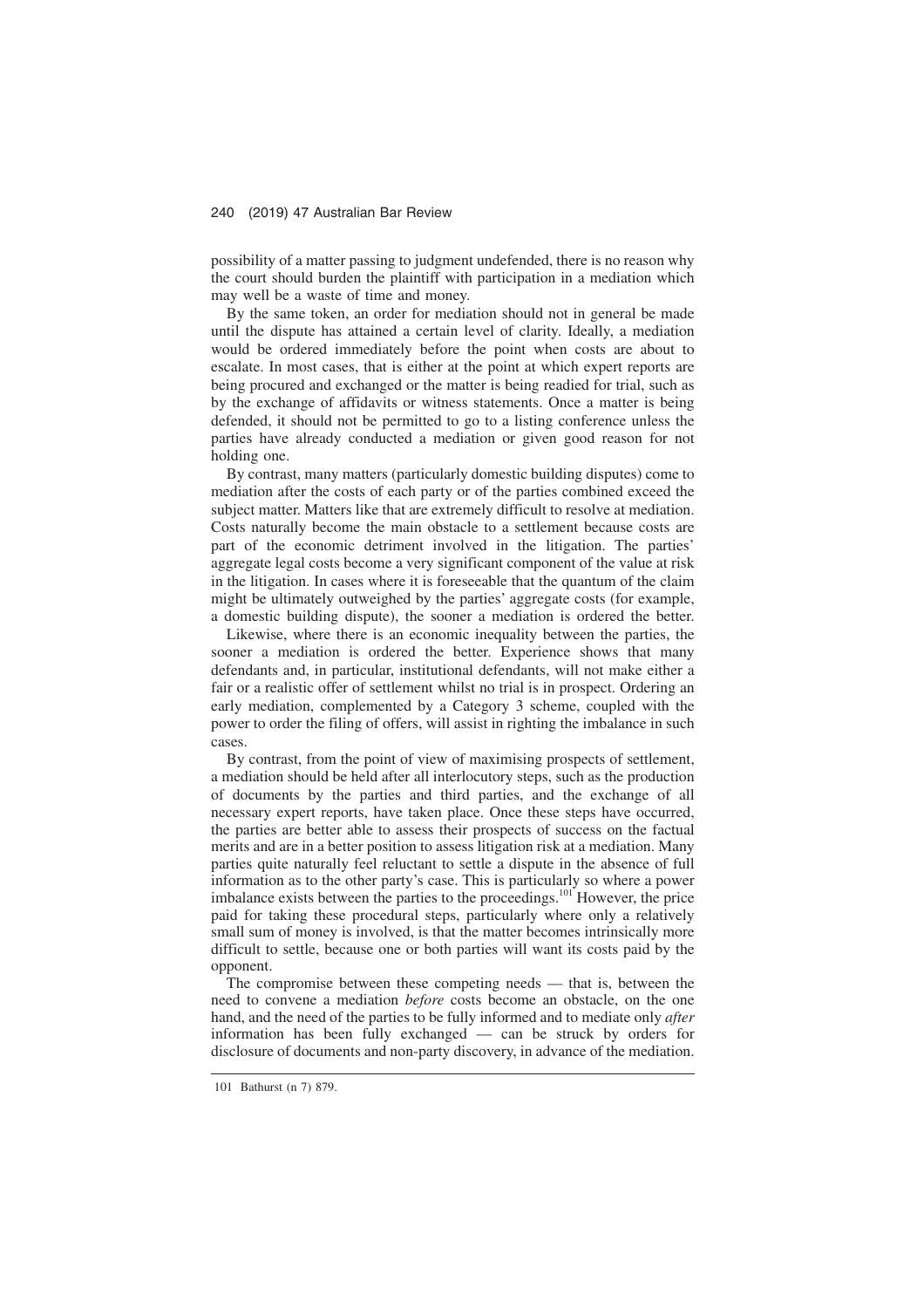possibility of a matter passing to judgment undefended, there is no reason why the court should burden the plaintiff with participation in a mediation which may well be a waste of time and money.

By the same token, an order for mediation should not in general be made until the dispute has attained a certain level of clarity. Ideally, a mediation would be ordered immediately before the point when costs are about to escalate. In most cases, that is either at the point at which expert reports are being procured and exchanged or the matter is being readied for trial, such as by the exchange of affidavits or witness statements. Once a matter is being defended, it should not be permitted to go to a listing conference unless the parties have already conducted a mediation or given good reason for not holding one.

By contrast, many matters (particularly domestic building disputes) come to mediation after the costs of each party or of the parties combined exceed the subject matter. Matters like that are extremely difficult to resolve at mediation. Costs naturally become the main obstacle to a settlement because costs are part of the economic detriment involved in the litigation. The parties' aggregate legal costs become a very significant component of the value at risk in the litigation. In cases where it is foreseeable that the quantum of the claim might be ultimately outweighed by the parties' aggregate costs (for example, a domestic building dispute), the sooner a mediation is ordered the better.

Likewise, where there is an economic inequality between the parties, the sooner a mediation is ordered the better. Experience shows that many defendants and, in particular, institutional defendants, will not make either a fair or a realistic offer of settlement whilst no trial is in prospect. Ordering an early mediation, complemented by a Category 3 scheme, coupled with the power to order the filing of offers, will assist in righting the imbalance in such cases.

By contrast, from the point of view of maximising prospects of settlement, a mediation should be held after all interlocutory steps, such as the production of documents by the parties and third parties, and the exchange of all necessary expert reports, have taken place. Once these steps have occurred, the parties are better able to assess their prospects of success on the factual merits and are in a better position to assess litigation risk at a mediation. Many parties quite naturally feel reluctant to settle a dispute in the absence of full information as to the other party's case. This is particularly so where a power imbalance exists between the parties to the proceedings.[101] However, the price paid for taking these procedural steps, particularly where only a relatively small sum of money is involved, is that the matter becomes intrinsically more difficult to settle, because one or both parties will want its costs paid by the opponent.

The compromise between these competing needs — that is, between the need to convene a mediation *before* costs become an obstacle, on the one hand, and the need of the parties to be fully informed and to mediate only *after* information has been fully exchanged — can be struck by orders for disclosure of documents and non-party discovery, in advance of the mediation.

---

101 Bathurst (n 7) 879.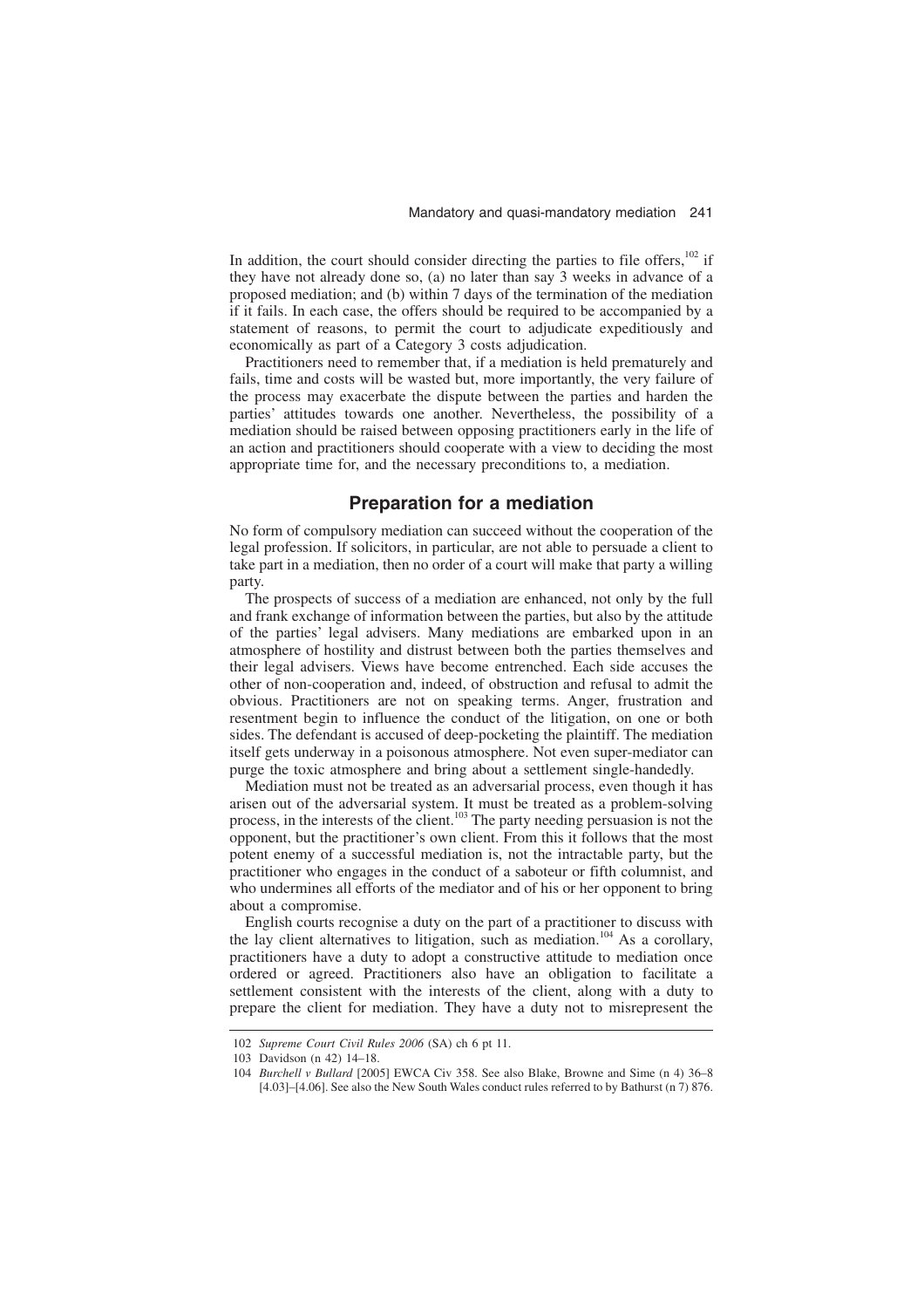In addition, the court should consider directing the parties to file offers,[102] if they have not already done so, (a) no later than say 3 weeks in advance of a proposed mediation; and (b) within 7 days of the termination of the mediation if it fails. In each case, the offers should be required to be accompanied by a statement of reasons, to permit the court to adjudicate expeditiously and economically as part of a Category 3 costs adjudication.

Practitioners need to remember that, if a mediation is held prematurely and fails, time and costs will be wasted but, more importantly, the very failure of the process may exacerbate the dispute between the parties and harden the parties' attitudes towards one another. Nevertheless, the possibility of a mediation should be raised between opposing practitioners early in the life of an action and practitioners should cooperate with a view to deciding the most appropriate time for, and the necessary preconditions to, a mediation.

## Preparation for a mediation

No form of compulsory mediation can succeed without the cooperation of the legal profession. If solicitors, in particular, are not able to persuade a client to take part in a mediation, then no order of a court will make that party a willing party.

The prospects of success of a mediation are enhanced, not only by the full and frank exchange of information between the parties, but also by the attitude of the parties' legal advisers. Many mediations are embarked upon in an atmosphere of hostility and distrust between both the parties themselves and their legal advisers. Views have become entrenched. Each side accuses the other of non-cooperation and, indeed, of obstruction and refusal to admit the obvious. Practitioners are not on speaking terms. Anger, frustration and resentment begin to influence the conduct of the litigation, on one or both sides. The defendant is accused of deep-pocketing the plaintiff. The mediation itself gets underway in a poisonous atmosphere. Not even super-mediator can purge the toxic atmosphere and bring about a settlement single-handedly.

Mediation must not be treated as an adversarial process, even though it has arisen out of the adversarial system. It must be treated as a problem-solving process, in the interests of the client.[103] The party needing persuasion is not the opponent, but the practitioner's own client. From this it follows that the most potent enemy of a successful mediation is, not the intractable party, but the practitioner who engages in the conduct of a saboteur or fifth columnist, and who undermines all efforts of the mediator and of his or her opponent to bring about a compromise.

English courts recognise a duty on the part of a practitioner to discuss with the lay client alternatives to litigation, such as mediation.[104] As a corollary, practitioners have a duty to adopt a constructive attitude to mediation once ordered or agreed. Practitioners also have an obligation to facilitate a settlement consistent with the interests of the client, along with a duty to prepare the client for mediation. They have a duty not to misrepresent the

---

102 *Supreme Court Civil Rules 2006* (SA) ch 6 pt 11.

103 Davidson (n 42) 14–18.

104 *Burchell v Bullard* [2005] EWCA Civ 358. See also Blake, Browne and Sime (n 4) 36–8 [4.03]–[4.06]. See also the New South Wales conduct rules referred to by Bathurst (n 7) 876.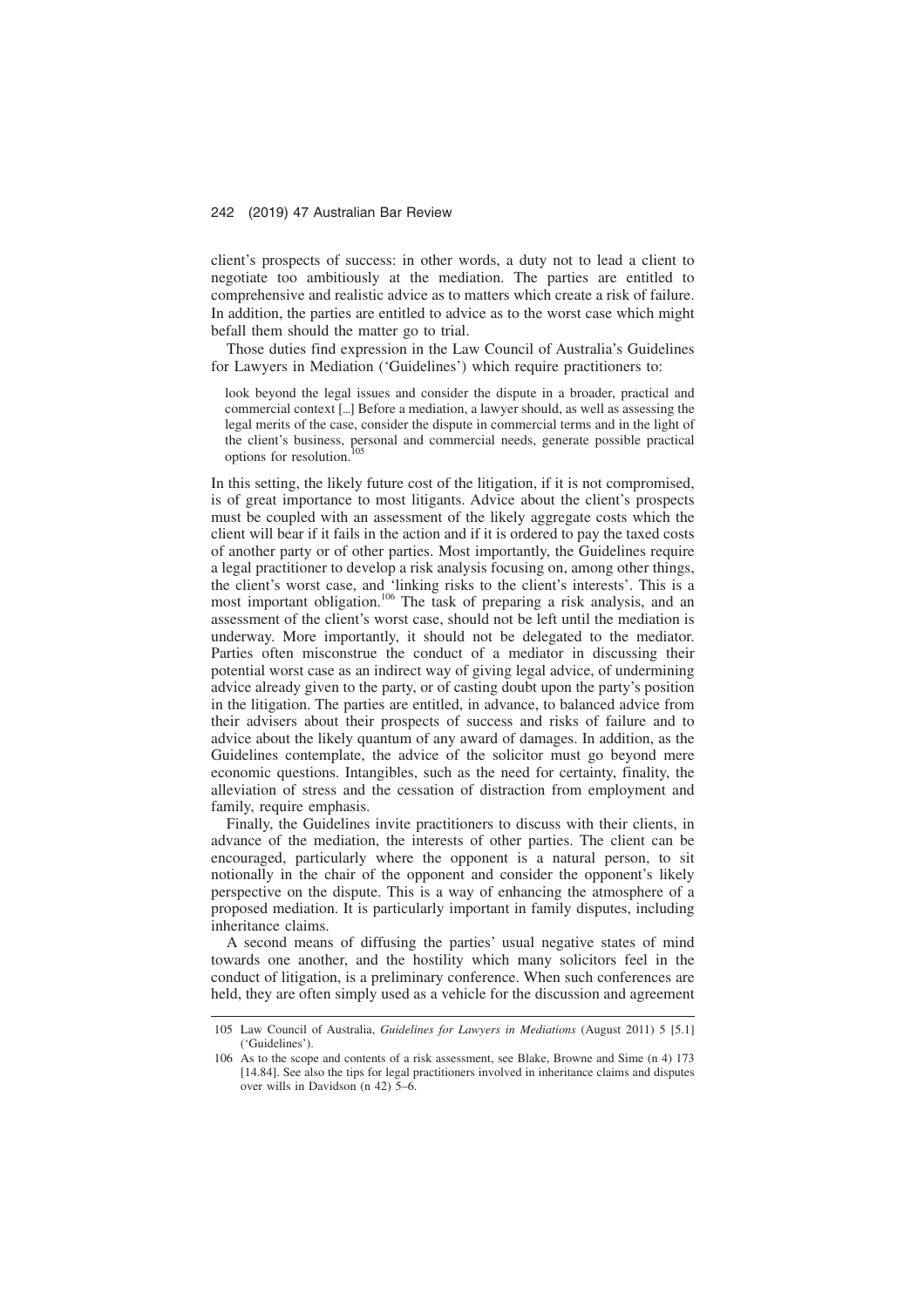client's prospects of success: in other words, a duty not to lead a client to negotiate too ambitiously at the mediation. The parties are entitled to comprehensive and realistic advice as to matters which create a risk of failure. In addition, the parties are entitled to advice as to the worst case which might befall them should the matter go to trial.

Those duties find expression in the Law Council of Australia's Guidelines for Lawyers in Mediation ('Guidelines') which require practitioners to:

> look beyond the legal issues and consider the dispute in a broader, practical and commercial context [...] Before a mediation, a lawyer should, as well as assessing the legal merits of the case, consider the dispute in commercial terms and in the light of the client's business, personal and commercial needs, generate possible practical options for resolution.[105]

In this setting, the likely future cost of the litigation, if it is not compromised, is of great importance to most litigants. Advice about the client's prospects must be coupled with an assessment of the likely aggregate costs which the client will bear if it fails in the action and if it is ordered to pay the taxed costs of another party or of other parties. Most importantly, the Guidelines require a legal practitioner to develop a risk analysis focusing on, among other things, the client's worst case, and 'linking risks to the client's interests'. This is a most important obligation.[106] The task of preparing a risk analysis, and an assessment of the client's worst case, should not be left until the mediation is underway. More importantly, it should not be delegated to the mediator. Parties often misconstrue the conduct of a mediator in discussing their potential worst case as an indirect way of giving legal advice, of undermining advice already given to the party, or of casting doubt upon the party's position in the litigation. The parties are entitled, in advance, to balanced advice from their advisers about their prospects of success and risks of failure and to advice about the likely quantum of any award of damages. In addition, as the Guidelines contemplate, the advice of the solicitor must go beyond mere economic questions. Intangibles, such as the need for certainty, finality, the alleviation of stress and the cessation of distraction from employment and family, require emphasis.

Finally, the Guidelines invite practitioners to discuss with their clients, in advance of the mediation, the interests of other parties. The client can be encouraged, particularly where the opponent is a natural person, to sit notionally in the chair of the opponent and consider the opponent's likely perspective on the dispute. This is a way of enhancing the atmosphere of a proposed mediation. It is particularly important in family disputes, including inheritance claims.

A second means of diffusing the parties' usual negative states of mind towards one another, and the hostility which many solicitors feel in the conduct of litigation, is a preliminary conference. When such conferences are held, they are often simply used as a vehicle for the discussion and agreement

---

105 Law Council of Australia, *Guidelines for Lawyers in Mediations* (August 2011) 5 [5.1] ('Guidelines').

106 As to the scope and contents of a risk assessment, see Blake, Browne and Sime (n 4) 173 [14.84]. See also the tips for legal practitioners involved in inheritance claims and disputes over wills in Davidson (n 42) 5–6.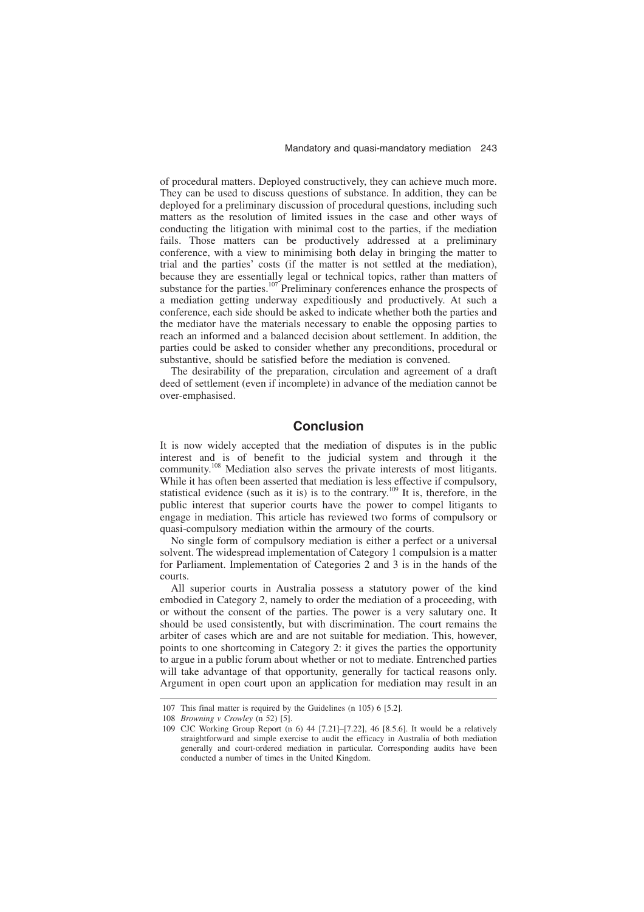of procedural matters. Deployed constructively, they can achieve much more. They can be used to discuss questions of substance. In addition, they can be deployed for a preliminary discussion of procedural questions, including such matters as the resolution of limited issues in the case and other ways of conducting the litigation with minimal cost to the parties, if the mediation fails. Those matters can be productively addressed at a preliminary conference, with a view to minimising both delay in bringing the matter to trial and the parties' costs (if the matter is not settled at the mediation), because they are essentially legal or technical topics, rather than matters of substance for the parties.[107] Preliminary conferences enhance the prospects of a mediation getting underway expeditiously and productively. At such a conference, each side should be asked to indicate whether both the parties and the mediator have the materials necessary to enable the opposing parties to reach an informed and a balanced decision about settlement. In addition, the parties could be asked to consider whether any preconditions, procedural or substantive, should be satisfied before the mediation is convened.

The desirability of the preparation, circulation and agreement of a draft deed of settlement (even if incomplete) in advance of the mediation cannot be over-emphasised.

## Conclusion

It is now widely accepted that the mediation of disputes is in the public interest and is of benefit to the judicial system and through it the community.[108] Mediation also serves the private interests of most litigants. While it has often been asserted that mediation is less effective if compulsory, statistical evidence (such as it is) is to the contrary.[109] It is, therefore, in the public interest that superior courts have the power to compel litigants to engage in mediation. This article has reviewed two forms of compulsory or quasi-compulsory mediation within the armoury of the courts.

No single form of compulsory mediation is either a perfect or a universal solvent. The widespread implementation of Category 1 compulsion is a matter for Parliament. Implementation of Categories 2 and 3 is in the hands of the courts.

All superior courts in Australia possess a statutory power of the kind embodied in Category 2, namely to order the mediation of a proceeding, with or without the consent of the parties. The power is a very salutary one. It should be used consistently, but with discrimination. The court remains the arbiter of cases which are and are not suitable for mediation. This, however, points to one shortcoming in Category 2: it gives the parties the opportunity to argue in a public forum about whether or not to mediate. Entrenched parties will take advantage of that opportunity, generally for tactical reasons only. Argument in open court upon an application for mediation may result in an

---

107 This final matter is required by the Guidelines (n 105) 6 [5.2].

108 *Browning v Crowley* (n 52) [5].

109 CJC Working Group Report (n 6) 44 [7.21]–[7.22], 46 [8.5.6]. It would be a relatively straightforward and simple exercise to audit the efficacy in Australia of both mediation generally and court-ordered mediation in particular. Corresponding audits have been conducted a number of times in the United Kingdom.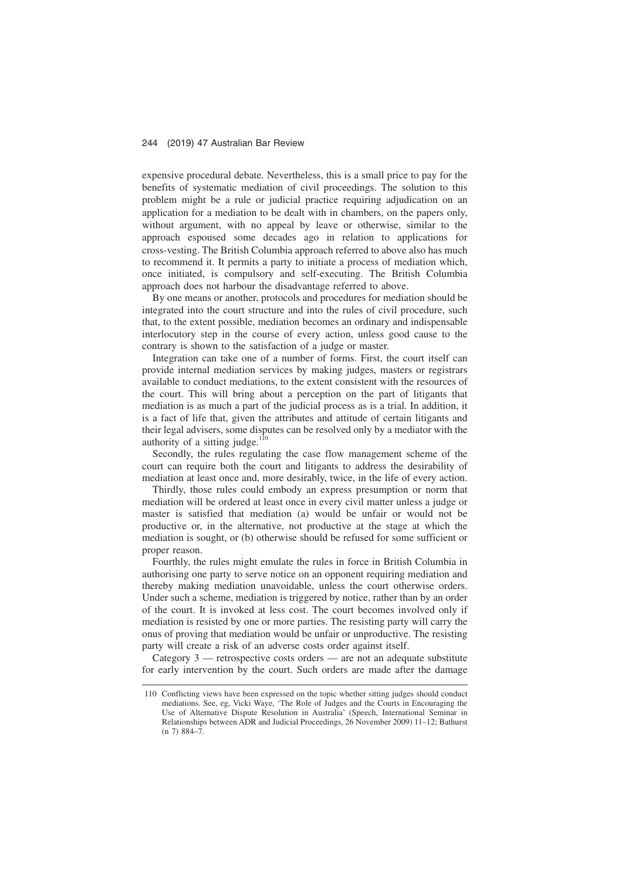expensive procedural debate. Nevertheless, this is a small price to pay for the benefits of systematic mediation of civil proceedings. The solution to this problem might be a rule or judicial practice requiring adjudication on an application for a mediation to be dealt with in chambers, on the papers only, without argument, with no appeal by leave or otherwise, similar to the approach espoused some decades ago in relation to applications for cross-vesting. The British Columbia approach referred to above also has much to recommend it. It permits a party to initiate a process of mediation which, once initiated, is compulsory and self-executing. The British Columbia approach does not harbour the disadvantage referred to above.

By one means or another, protocols and procedures for mediation should be integrated into the court structure and into the rules of civil procedure, such that, to the extent possible, mediation becomes an ordinary and indispensable interlocutory step in the course of every action, unless good cause to the contrary is shown to the satisfaction of a judge or master.

Integration can take one of a number of forms. First, the court itself can provide internal mediation services by making judges, masters or registrars available to conduct mediations, to the extent consistent with the resources of the court. This will bring about a perception on the part of litigants that mediation is as much a part of the judicial process as is a trial. In addition, it is a fact of life that, given the attributes and attitude of certain litigants and their legal advisers, some disputes can be resolved only by a mediator with the authority of a sitting judge.[110]

Secondly, the rules regulating the case flow management scheme of the court can require both the court and litigants to address the desirability of mediation at least once and, more desirably, twice, in the life of every action.

Thirdly, those rules could embody an express presumption or norm that mediation will be ordered at least once in every civil matter unless a judge or master is satisfied that mediation (a) would be unfair or would not be productive or, in the alternative, not productive at the stage at which the mediation is sought, or (b) otherwise should be refused for some sufficient or proper reason.

Fourthly, the rules might emulate the rules in force in British Columbia in authorising one party to serve notice on an opponent requiring mediation and thereby making mediation unavoidable, unless the court otherwise orders. Under such a scheme, mediation is triggered by notice, rather than by an order of the court. It is invoked at less cost. The court becomes involved only if mediation is resisted by one or more parties. The resisting party will carry the onus of proving that mediation would be unfair or unproductive. The resisting party will create a risk of an adverse costs order against itself.

Category 3 — retrospective costs orders — are not an adequate substitute for early intervention by the court. Such orders are made after the damage

---

110 Conflicting views have been expressed on the topic whether sitting judges should conduct mediations. See, eg, Vicki Waye, 'The Role of Judges and the Courts in Encouraging the Use of Alternative Dispute Resolution in Australia' (Speech, International Seminar in Relationships between ADR and Judicial Proceedings, 26 November 2009) 11–12; Bathurst (n 7) 884–7.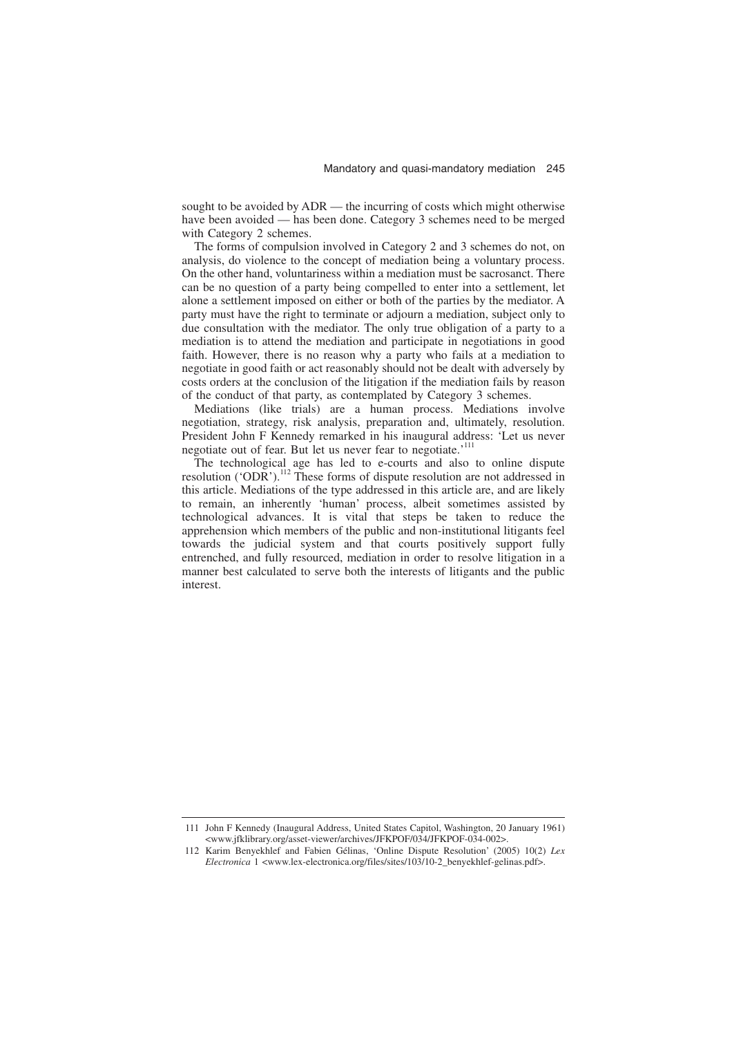sought to be avoided by ADR — the incurring of costs which might otherwise have been avoided — has been done. Category 3 schemes need to be merged with Category 2 schemes.

The forms of compulsion involved in Category 2 and 3 schemes do not, on analysis, do violence to the concept of mediation being a voluntary process. On the other hand, voluntariness within a mediation must be sacrosanct. There can be no question of a party being compelled to enter into a settlement, let alone a settlement imposed on either or both of the parties by the mediator. A party must have the right to terminate or adjourn a mediation, subject only to due consultation with the mediator. The only true obligation of a party to a mediation is to attend the mediation and participate in negotiations in good faith. However, there is no reason why a party who fails at a mediation to negotiate in good faith or act reasonably should not be dealt with adversely by costs orders at the conclusion of the litigation if the mediation fails by reason of the conduct of that party, as contemplated by Category 3 schemes.

Mediations (like trials) are a human process. Mediations involve negotiation, strategy, risk analysis, preparation and, ultimately, resolution. President John F Kennedy remarked in his inaugural address: 'Let us never negotiate out of fear. But let us never fear to negotiate.'[111]

The technological age has led to e-courts and also to online dispute resolution ('ODR').[112] These forms of dispute resolution are not addressed in this article. Mediations of the type addressed in this article are, and are likely to remain, an inherently 'human' process, albeit sometimes assisted by technological advances. It is vital that steps be taken to reduce the apprehension which members of the public and non-institutional litigants feel towards the judicial system and that courts positively support fully entrenched, and fully resourced, mediation in order to resolve litigation in a manner best calculated to serve both the interests of litigants and the public interest.

---

111 John F Kennedy (Inaugural Address, United States Capitol, Washington, 20 January 1961) <www.jfklibrary.org/asset-viewer/archives/JFKPOF/034/JFKPOF-034-002>.

112 Karim Benyekhlef and Fabien Gélinas, 'Online Dispute Resolution' (2005) 10(2) *Lex Electronica* 1 <www.lex-electronica.org/files/sites/103/10-2_benyekhlef-gelinas.pdf>.